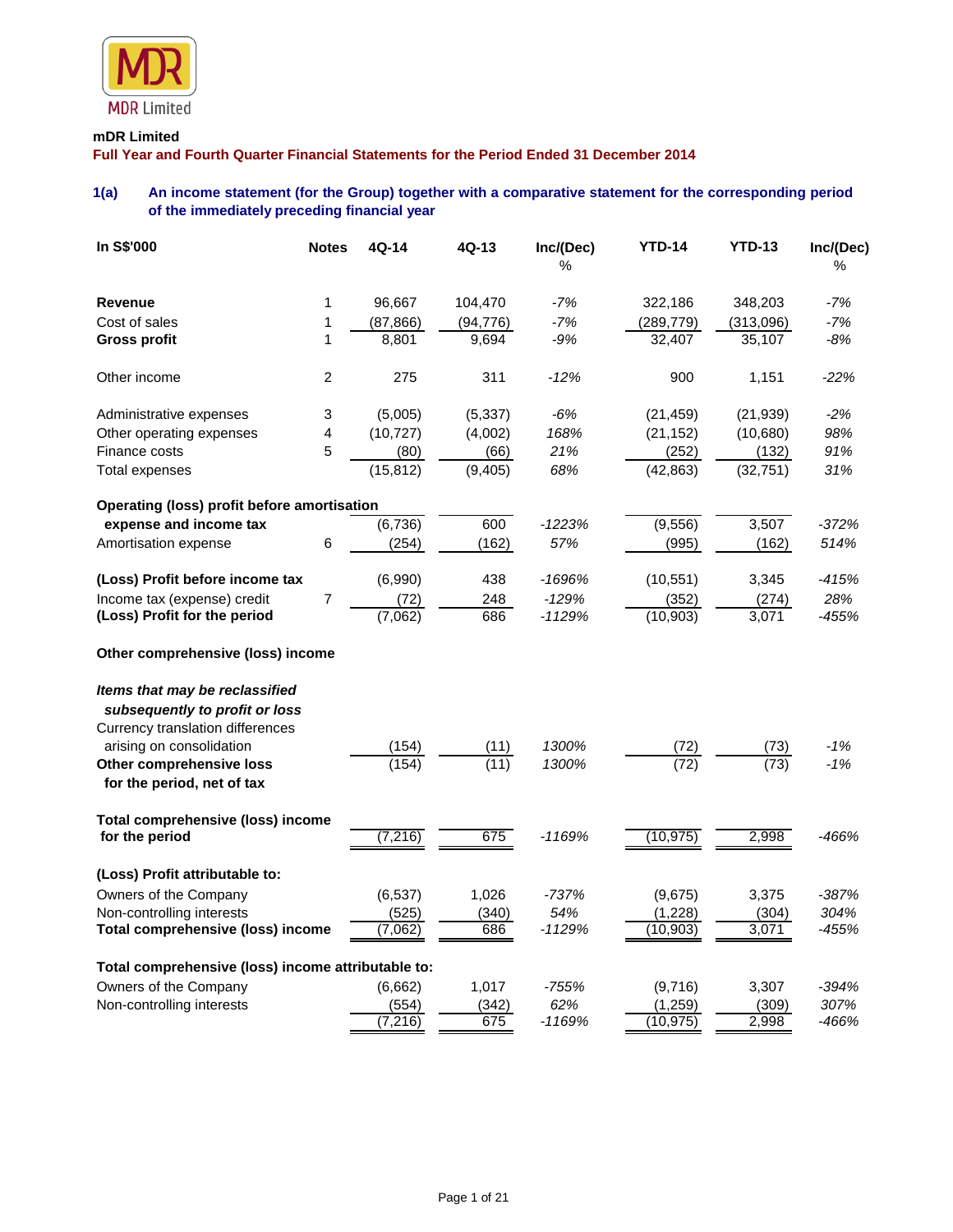MDR Limited

**mDR Limited**

**Full Year and Fourth Quarter Financial Statements for the Period Ended 31 December 2014**

## 1(a) An income statement (for the Group) together with a comparative statement for the corresponding period of the immediately preceding financial year

| In S$'000 | Notes | 4Q-14 | 4Q-13 | Inc/(Dec) % | YTD-14 | YTD-13 | Inc/(Dec) % |
|---|---|---|---|---|---|---|---|
| **Revenue** | 1 | 96,667 | 104,470 | *-7%* | 322,186 | 348,203 | *-7%* |
| Cost of sales | 1 | (87,866) | (94,776) | *-7%* | (289,779) | (313,096) | *-7%* |
| **Gross profit** | 1 | 8,801 | 9,694 | *-9%* | 32,407 | 35,107 | *-8%* |
| | | | | | | | |
| Other income | 2 | 275 | 311 | *-12%* | 900 | 1,151 | *-22%* |
| | | | | | | | |
| Administrative expenses | 3 | (5,005) | (5,337) | *-6%* | (21,459) | (21,939) | *-2%* |
| Other operating expenses | 4 | (10,727) | (4,002) | *168%* | (21,152) | (10,680) | *98%* |
| Finance costs | 5 | (80) | (66) | *21%* | (252) | (132) | *91%* |
| Total expenses | | (15,812) | (9,405) | *68%* | (42,863) | (32,751) | *31%* |
| | | | | | | | |
| **Operating (loss) profit before amortisation expense and income tax** | | (6,736) | 600 | *-1223%* | (9,556) | 3,507 | *-372%* |
| Amortisation expense | 6 | (254) | (162) | *57%* | (995) | (162) | *514%* |
| | | | | | | | |
| **(Loss) Profit before income tax** | | (6,990) | 438 | *-1696%* | (10,551) | 3,345 | *-415%* |
| Income tax (expense) credit | 7 | (72) | 248 | *-129%* | (352) | (274) | *28%* |
| **(Loss) Profit for the period** | | (7,062) | 686 | *-1129%* | (10,903) | 3,071 | *-455%* |
| | | | | | | | |
| **Other comprehensive (loss) income** | | | | | | | |
| | | | | | | | |
| ***Items that may be reclassified subsequently to profit or loss*** | | | | | | | |
| Currency translation differences arising on consolidation | | (154) | (11) | *1300%* | (72) | (73) | *-1%* |
| **Other comprehensive loss for the period, net of tax** | | (154) | (11) | *1300%* | (72) | (73) | *-1%* |
| | | | | | | | |
| **Total comprehensive (loss) income for the period** | | (7,216) | 675 | *-1169%* | (10,975) | 2,998 | *-466%* |
| | | | | | | | |
| **(Loss) Profit attributable to:** | | | | | | | |
| Owners of the Company | | (6,537) | 1,026 | *-737%* | (9,675) | 3,375 | *-387%* |
| Non-controlling interests | | (525) | (340) | *54%* | (1,228) | (304) | *304%* |
| **Total comprehensive (loss) income** | | (7,062) | 686 | *-1129%* | (10,903) | 3,071 | *-455%* |
| | | | | | | | |
| **Total comprehensive (loss) income attributable to:** | | | | | | | |
| Owners of the Company | | (6,662) | 1,017 | *-755%* | (9,716) | 3,307 | *-394%* |
| Non-controlling interests | | (554) | (342) | *62%* | (1,259) | (309) | *307%* |
| | | (7,216) | 675 | *-1169%* | (10,975) | 2,998 | *-466%* |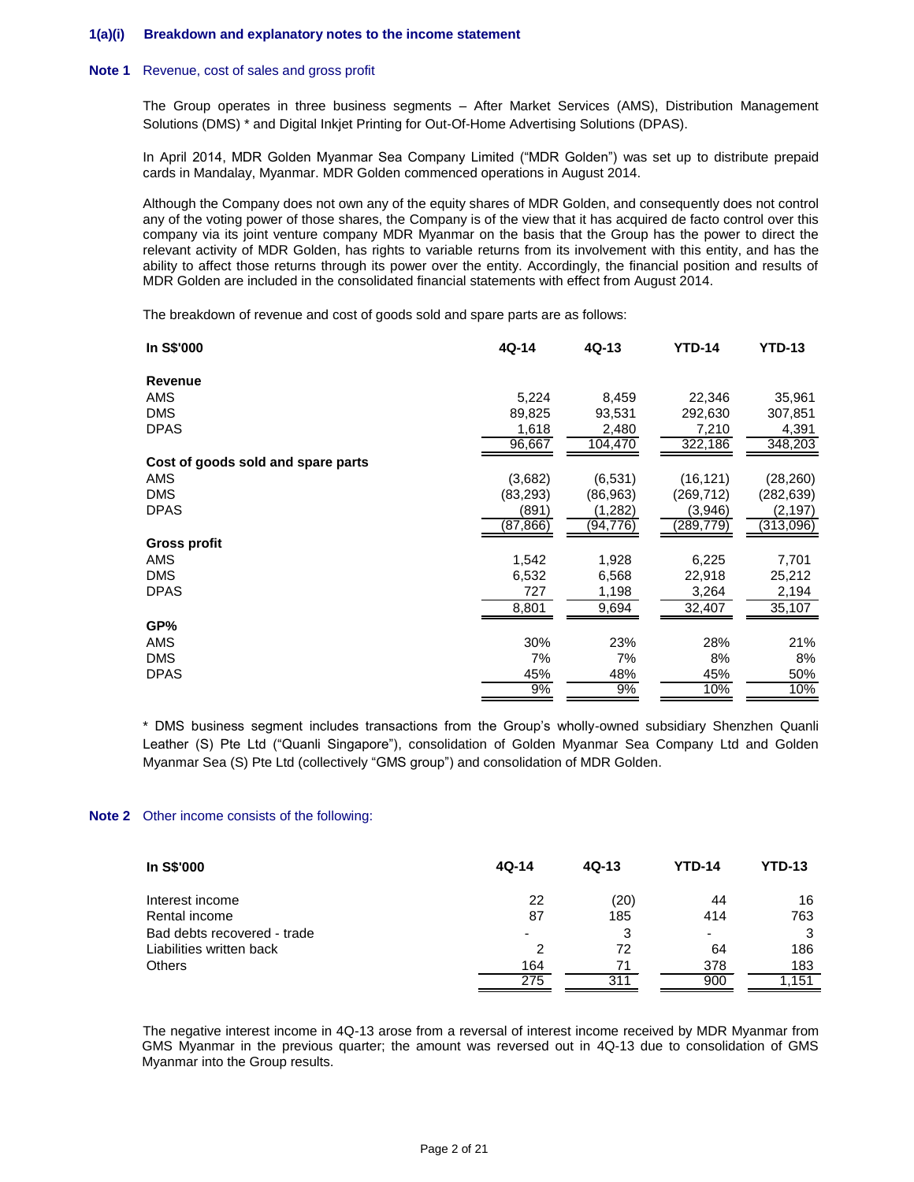### 1(a)(i) Breakdown and explanatory notes to the income statement

**Note 1** Revenue, cost of sales and gross profit

The Group operates in three business segments – After Market Services (AMS), Distribution Management Solutions (DMS) * and Digital Inkjet Printing for Out-Of-Home Advertising Solutions (DPAS).

In April 2014, MDR Golden Myanmar Sea Company Limited ("MDR Golden") was set up to distribute prepaid cards in Mandalay, Myanmar. MDR Golden commenced operations in August 2014.

Although the Company does not own any of the equity shares of MDR Golden, and consequently does not control any of the voting power of those shares, the Company is of the view that it has acquired de facto control over this company via its joint venture company MDR Myanmar on the basis that the Group has the power to direct the relevant activity of MDR Golden, has rights to variable returns from its involvement with this entity, and has the ability to affect those returns through its power over the entity. Accordingly, the financial position and results of MDR Golden are included in the consolidated financial statements with effect from August 2014.

The breakdown of revenue and cost of goods sold and spare parts are as follows:

| In S$'000 | 4Q-14 | 4Q-13 | YTD-14 | YTD-13 |
|---|---|---|---|---|
| **Revenue** | | | | |
| AMS | 5,224 | 8,459 | 22,346 | 35,961 |
| DMS | 89,825 | 93,531 | 292,630 | 307,851 |
| DPAS | 1,618 | 2,480 | 7,210 | 4,391 |
| | 96,667 | 104,470 | 322,186 | 348,203 |
| **Cost of goods sold and spare parts** | | | | |
| AMS | (3,682) | (6,531) | (16,121) | (28,260) |
| DMS | (83,293) | (86,963) | (269,712) | (282,639) |
| DPAS | (891) | (1,282) | (3,946) | (2,197) |
| | (87,866) | (94,776) | (289,779) | (313,096) |
| **Gross profit** | | | | |
| AMS | 1,542 | 1,928 | 6,225 | 7,701 |
| DMS | 6,532 | 6,568 | 22,918 | 25,212 |
| DPAS | 727 | 1,198 | 3,264 | 2,194 |
| | 8,801 | 9,694 | 32,407 | 35,107 |
| **GP%** | | | | |
| AMS | 30% | 23% | 28% | 21% |
| DMS | 7% | 7% | 8% | 8% |
| DPAS | 45% | 48% | 45% | 50% |
| | 9% | 9% | 10% | 10% |

\* DMS business segment includes transactions from the Group's wholly-owned subsidiary Shenzhen Quanli Leather (S) Pte Ltd ("Quanli Singapore"), consolidation of Golden Myanmar Sea Company Ltd and Golden Myanmar Sea (S) Pte Ltd (collectively "GMS group") and consolidation of MDR Golden.

**Note 2** Other income consists of the following:

| In S$'000 | 4Q-14 | 4Q-13 | YTD-14 | YTD-13 |
|---|---|---|---|---|
| Interest income | 22 | (20) | 44 | 16 |
| Rental income | 87 | 185 | 414 | 763 |
| Bad debts recovered - trade | - | 3 | - | 3 |
| Liabilities written back | 2 | 72 | 64 | 186 |
| Others | 164 | 71 | 378 | 183 |
| | 275 | 311 | 900 | 1,151 |

The negative interest income in 4Q-13 arose from a reversal of interest income received by MDR Myanmar from GMS Myanmar in the previous quarter; the amount was reversed out in 4Q-13 due to consolidation of GMS Myanmar into the Group results.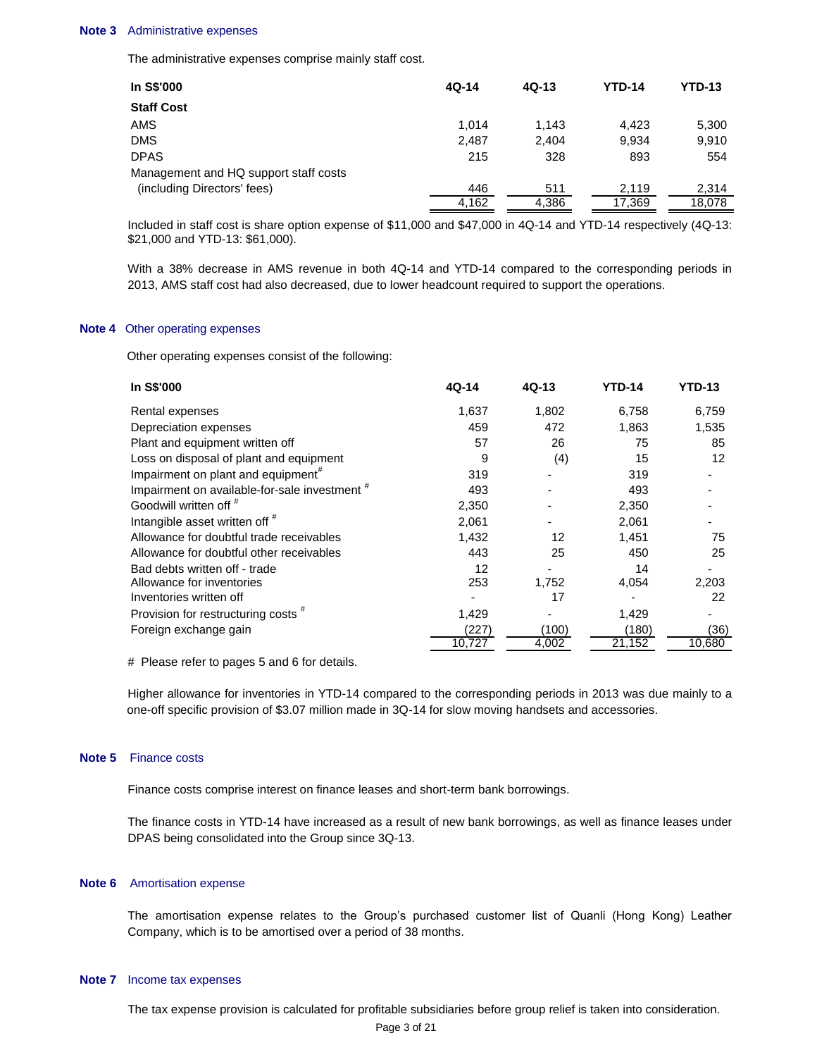**Note 3** Administrative expenses

The administrative expenses comprise mainly staff cost.

| In S$'000 | 4Q-14 | 4Q-13 | YTD-14 | YTD-13 |
|---|---|---|---|---|
| **Staff Cost** | | | | |
| AMS | 1,014 | 1,143 | 4,423 | 5,300 |
| DMS | 2,487 | 2,404 | 9,934 | 9,910 |
| DPAS | 215 | 328 | 893 | 554 |
| Management and HQ support staff costs (including Directors' fees) | 446 | 511 | 2,119 | 2,314 |
| | 4,162 | 4,386 | 17,369 | 18,078 |

Included in staff cost is share option expense of $11,000 and $47,000 in 4Q-14 and YTD-14 respectively (4Q-13: $21,000 and YTD-13: $61,000).

With a 38% decrease in AMS revenue in both 4Q-14 and YTD-14 compared to the corresponding periods in 2013, AMS staff cost had also decreased, due to lower headcount required to support the operations.

**Note 4** Other operating expenses

Other operating expenses consist of the following:

| In S$'000 | 4Q-14 | 4Q-13 | YTD-14 | YTD-13 |
|---|---|---|---|---|
| Rental expenses | 1,637 | 1,802 | 6,758 | 6,759 |
| Depreciation expenses | 459 | 472 | 1,863 | 1,535 |
| Plant and equipment written off | 57 | 26 | 75 | 85 |
| Loss on disposal of plant and equipment | 9 | (4) | 15 | 12 |
| Impairment on plant and equipment # | 319 | - | 319 | - |
| Impairment on available-for-sale investment # | 493 | - | 493 | - |
| Goodwill written off # | 2,350 | - | 2,350 | - |
| Intangible asset written off # | 2,061 | - | 2,061 | - |
| Allowance for doubtful trade receivables | 1,432 | 12 | 1,451 | 75 |
| Allowance for doubtful other receivables | 443 | 25 | 450 | 25 |
| Bad debts written off - trade | 12 | - | 14 | - |
| Allowance for inventories | 253 | 1,752 | 4,054 | 2,203 |
| Inventories written off | - | 17 | - | 22 |
| Provision for restructuring costs # | 1,429 | - | 1,429 | - |
| Foreign exchange gain | (227) | (100) | (180) | (36) |
| | 10,727 | 4,002 | 21,152 | 10,680 |

\# Please refer to pages 5 and 6 for details.

Higher allowance for inventories in YTD-14 compared to the corresponding periods in 2013 was due mainly to a one-off specific provision of $3.07 million made in 3Q-14 for slow moving handsets and accessories.

**Note 5** Finance costs

Finance costs comprise interest on finance leases and short-term bank borrowings.

The finance costs in YTD-14 have increased as a result of new bank borrowings, as well as finance leases under DPAS being consolidated into the Group since 3Q-13.

**Note 6** Amortisation expense

The amortisation expense relates to the Group's purchased customer list of Quanli (Hong Kong) Leather Company, which is to be amortised over a period of 38 months.

**Note 7** Income tax expenses

The tax expense provision is calculated for profitable subsidiaries before group relief is taken into consideration.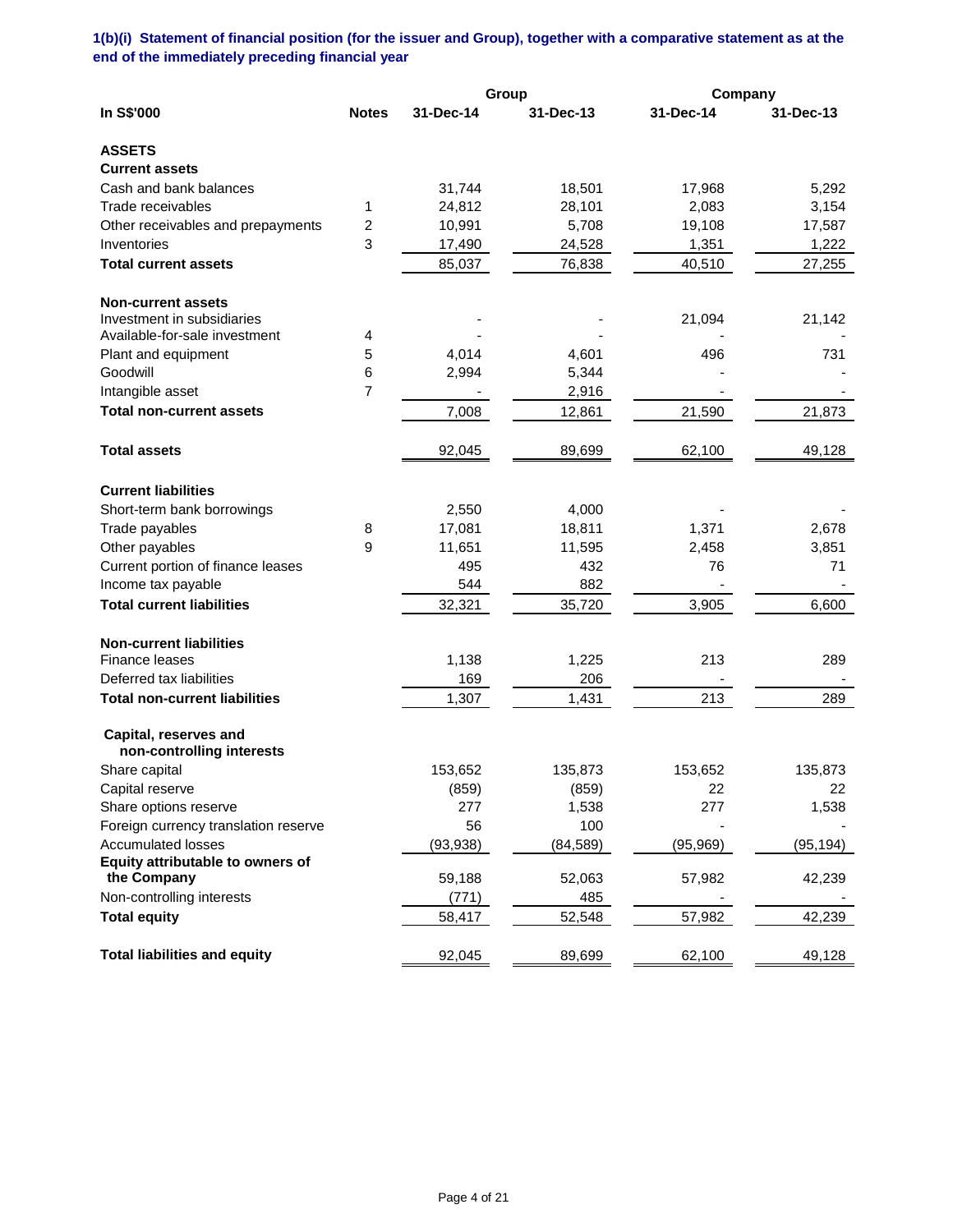**1(b)(i) Statement of financial position (for the issuer and Group), together with a comparative statement as at the end of the immediately preceding financial year**

| In S$'000 | Notes | Group | | Company | |
|---|---|---|---|---|---|
| | | 31-Dec-14 | 31-Dec-13 | 31-Dec-14 | 31-Dec-13 |
| **ASSETS** | | | | | |
| **Current assets** | | | | | |
| Cash and bank balances | | 31,744 | 18,501 | 17,968 | 5,292 |
| Trade receivables | 1 | 24,812 | 28,101 | 2,083 | 3,154 |
| Other receivables and prepayments | 2 | 10,991 | 5,708 | 19,108 | 17,587 |
| Inventories | 3 | 17,490 | 24,528 | 1,351 | 1,222 |
| **Total current assets** | | 85,037 | 76,838 | 40,510 | 27,255 |
| **Non-current assets** | | | | | |
| Investment in subsidiaries | | - | - | 21,094 | 21,142 |
| Available-for-sale investment | 4 | - | - | - | - |
| Plant and equipment | 5 | 4,014 | 4,601 | 496 | 731 |
| Goodwill | 6 | 2,994 | 5,344 | - | - |
| Intangible asset | 7 | - | 2,916 | - | - |
| **Total non-current assets** | | 7,008 | 12,861 | 21,590 | 21,873 |
| **Total assets** | | 92,045 | 89,699 | 62,100 | 49,128 |
| **Current liabilities** | | | | | |
| Short-term bank borrowings | | 2,550 | 4,000 | - | - |
| Trade payables | 8 | 17,081 | 18,811 | 1,371 | 2,678 |
| Other payables | 9 | 11,651 | 11,595 | 2,458 | 3,851 |
| Current portion of finance leases | | 495 | 432 | 76 | 71 |
| Income tax payable | | 544 | 882 | - | - |
| **Total current liabilities** | | 32,321 | 35,720 | 3,905 | 6,600 |
| **Non-current liabilities** | | | | | |
| Finance leases | | 1,138 | 1,225 | 213 | 289 |
| Deferred tax liabilities | | 169 | 206 | - | - |
| **Total non-current liabilities** | | 1,307 | 1,431 | 213 | 289 |
| **Capital, reserves and non-controlling interests** | | | | | |
| Share capital | | 153,652 | 135,873 | 153,652 | 135,873 |
| Capital reserve | | (859) | (859) | 22 | 22 |
| Share options reserve | | 277 | 1,538 | 277 | 1,538 |
| Foreign currency translation reserve | | 56 | 100 | - | - |
| Accumulated losses | | (93,938) | (84,589) | (95,969) | (95,194) |
| **Equity attributable to owners of the Company** | | 59,188 | 52,063 | 57,982 | 42,239 |
| Non-controlling interests | | (771) | 485 | - | - |
| **Total equity** | | 58,417 | 52,548 | 57,982 | 42,239 |
| **Total liabilities and equity** | | 92,045 | 89,699 | 62,100 | 49,128 |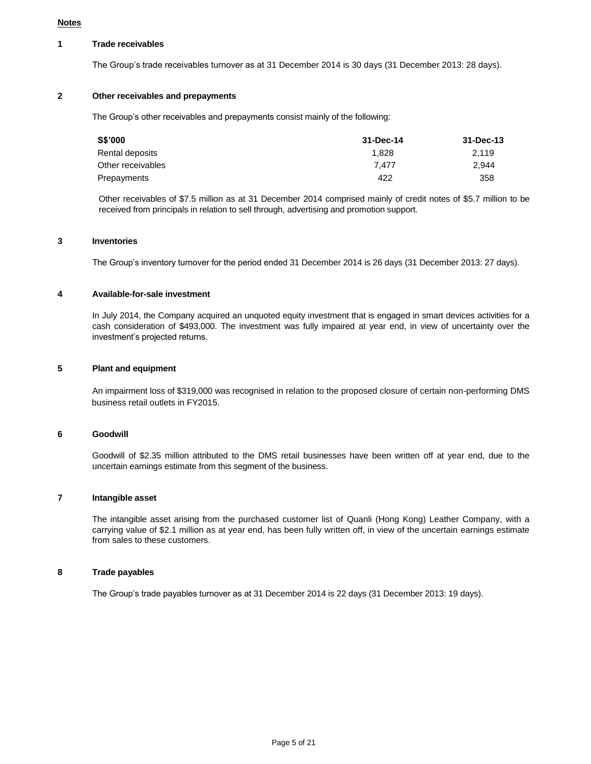**Notes**

**1 Trade receivables**

The Group's trade receivables turnover as at 31 December 2014 is 30 days (31 December 2013: 28 days).

**2 Other receivables and prepayments**

The Group's other receivables and prepayments consist mainly of the following:

| S$'000 | 31-Dec-14 | 31-Dec-13 |
|---|---|---|
| Rental deposits | 1,828 | 2,119 |
| Other receivables | 7,477 | 2,944 |
| Prepayments | 422 | 358 |

Other receivables of $7.5 million as at 31 December 2014 comprised mainly of credit notes of $5.7 million to be received from principals in relation to sell through, advertising and promotion support.

**3 Inventories**

The Group's inventory turnover for the period ended 31 December 2014 is 26 days (31 December 2013: 27 days).

**4 Available-for-sale investment**

In July 2014, the Company acquired an unquoted equity investment that is engaged in smart devices activities for a cash consideration of $493,000. The investment was fully impaired at year end, in view of uncertainty over the investment's projected returns.

**5 Plant and equipment**

An impairment loss of $319,000 was recognised in relation to the proposed closure of certain non-performing DMS business retail outlets in FY2015.

**6 Goodwill**

Goodwill of $2.35 million attributed to the DMS retail businesses have been written off at year end, due to the uncertain earnings estimate from this segment of the business.

**7 Intangible asset**

The intangible asset arising from the purchased customer list of Quanli (Hong Kong) Leather Company, with a carrying value of $2.1 million as at year end, has been fully written off, in view of the uncertain earnings estimate from sales to these customers.

**8 Trade payables**

The Group's trade payables turnover as at 31 December 2014 is 22 days (31 December 2013: 19 days).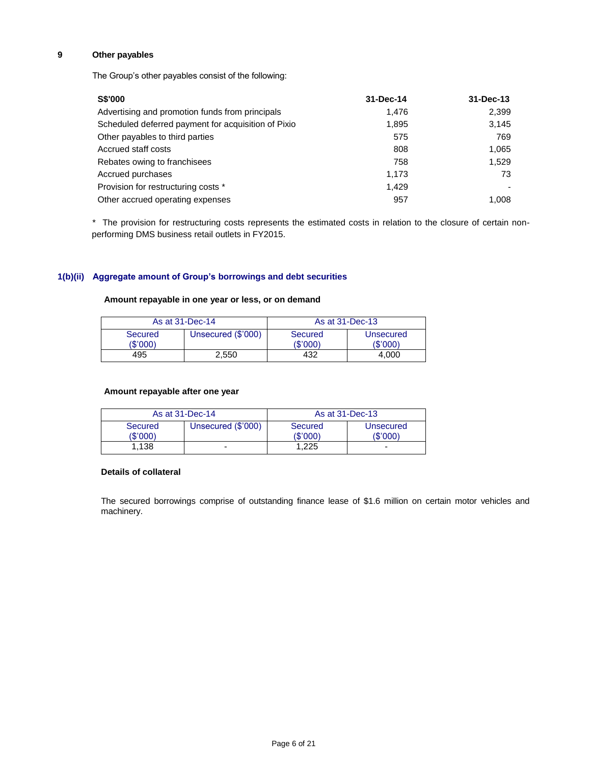**9 Other payables**

The Group's other payables consist of the following:

| S$'000 | 31-Dec-14 | 31-Dec-13 |
|---|---|---|
| Advertising and promotion funds from principals | 1,476 | 2,399 |
| Scheduled deferred payment for acquisition of Pixio | 1,895 | 3,145 |
| Other payables to third parties | 575 | 769 |
| Accrued staff costs | 808 | 1,065 |
| Rebates owing to franchisees | 758 | 1,529 |
| Accrued purchases | 1,173 | 73 |
| Provision for restructuring costs * | 1,429 | - |
| Other accrued operating expenses | 957 | 1,008 |

* The provision for restructuring costs represents the estimated costs in relation to the closure of certain non-performing DMS business retail outlets in FY2015.

## 1(b)(ii) Aggregate amount of Group's borrowings and debt securities

**Amount repayable in one year or less, or on demand**

| As at 31-Dec-14 | | As at 31-Dec-13 | |
|---|---|---|---|
| Secured ($'000) | Unsecured ($'000) | Secured ($'000) | Unsecured ($'000) |
| 495 | 2,550 | 432 | 4,000 |

**Amount repayable after one year**

| As at 31-Dec-14 | | As at 31-Dec-13 | |
|---|---|---|---|
| Secured ($'000) | Unsecured ($'000) | Secured ($'000) | Unsecured ($'000) |
| 1,138 | - | 1,225 | - |

**Details of collateral**

The secured borrowings comprise of outstanding finance lease of $1.6 million on certain motor vehicles and machinery.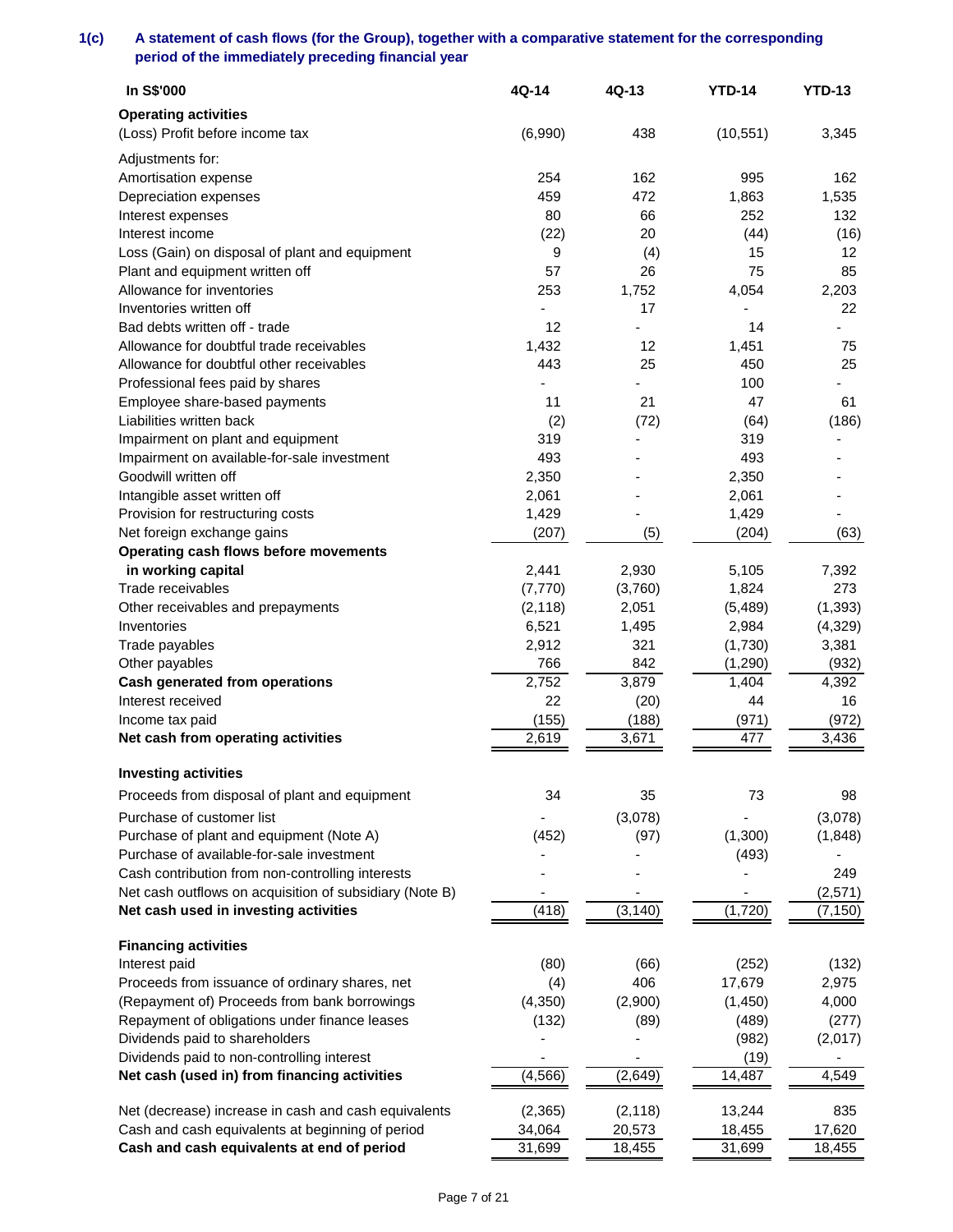**1(c) A statement of cash flows (for the Group), together with a comparative statement for the corresponding period of the immediately preceding financial year**

| In S$'000 | 4Q-14 | 4Q-13 | YTD-14 | YTD-13 |
|---|---|---|---|---|
| **Operating activities** | | | | |
| (Loss) Profit before income tax | (6,990) | 438 | (10,551) | 3,345 |
| Adjustments for: | | | | |
| Amortisation expense | 254 | 162 | 995 | 162 |
| Depreciation expenses | 459 | 472 | 1,863 | 1,535 |
| Interest expenses | 80 | 66 | 252 | 132 |
| Interest income | (22) | 20 | (44) | (16) |
| Loss (Gain) on disposal of plant and equipment | 9 | (4) | 15 | 12 |
| Plant and equipment written off | 57 | 26 | 75 | 85 |
| Allowance for inventories | 253 | 1,752 | 4,054 | 2,203 |
| Inventories written off | - | 17 | - | 22 |
| Bad debts written off - trade | 12 | - | 14 | - |
| Allowance for doubtful trade receivables | 1,432 | 12 | 1,451 | 75 |
| Allowance for doubtful other receivables | 443 | 25 | 450 | 25 |
| Professional fees paid by shares | - | - | 100 | - |
| Employee share-based payments | 11 | 21 | 47 | 61 |
| Liabilities written back | (2) | (72) | (64) | (186) |
| Impairment on plant and equipment | 319 | - | 319 | - |
| Impairment on available-for-sale investment | 493 | - | 493 | - |
| Goodwill written off | 2,350 | - | 2,350 | - |
| Intangible asset written off | 2,061 | - | 2,061 | - |
| Provision for restructuring costs | 1,429 | - | 1,429 | - |
| Net foreign exchange gains | (207) | (5) | (204) | (63) |
| **Operating cash flows before movements in working capital** | 2,441 | 2,930 | 5,105 | 7,392 |
| Trade receivables | (7,770) | (3,760) | 1,824 | 273 |
| Other receivables and prepayments | (2,118) | 2,051 | (5,489) | (1,393) |
| Inventories | 6,521 | 1,495 | 2,984 | (4,329) |
| Trade payables | 2,912 | 321 | (1,730) | 3,381 |
| Other payables | 766 | 842 | (1,290) | (932) |
| **Cash generated from operations** | 2,752 | 3,879 | 1,404 | 4,392 |
| Interest received | 22 | (20) | 44 | 16 |
| Income tax paid | (155) | (188) | (971) | (972) |
| **Net cash from operating activities** | 2,619 | 3,671 | 477 | 3,436 |
| **Investing activities** | | | | |
| Proceeds from disposal of plant and equipment | 34 | 35 | 73 | 98 |
| Purchase of customer list | - | (3,078) | - | (3,078) |
| Purchase of plant and equipment (Note A) | (452) | (97) | (1,300) | (1,848) |
| Purchase of available-for-sale investment | - | - | (493) | - |
| Cash contribution from non-controlling interests | - | - | - | 249 |
| Net cash outflows on acquisition of subsidiary (Note B) | - | - | - | (2,571) |
| **Net cash used in investing activities** | (418) | (3,140) | (1,720) | (7,150) |
| **Financing activities** | | | | |
| Interest paid | (80) | (66) | (252) | (132) |
| Proceeds from issuance of ordinary shares, net | (4) | 406 | 17,679 | 2,975 |
| (Repayment of) Proceeds from bank borrowings | (4,350) | (2,900) | (1,450) | 4,000 |
| Repayment of obligations under finance leases | (132) | (89) | (489) | (277) |
| Dividends paid to shareholders | - | - | (982) | (2,017) |
| Dividends paid to non-controlling interest | - | - | (19) | - |
| **Net cash (used in) from financing activities** | (4,566) | (2,649) | 14,487 | 4,549 |
| Net (decrease) increase in cash and cash equivalents | (2,365) | (2,118) | 13,244 | 835 |
| Cash and cash equivalents at beginning of period | 34,064 | 20,573 | 18,455 | 17,620 |
| **Cash and cash equivalents at end of period** | 31,699 | 18,455 | 31,699 | 18,455 |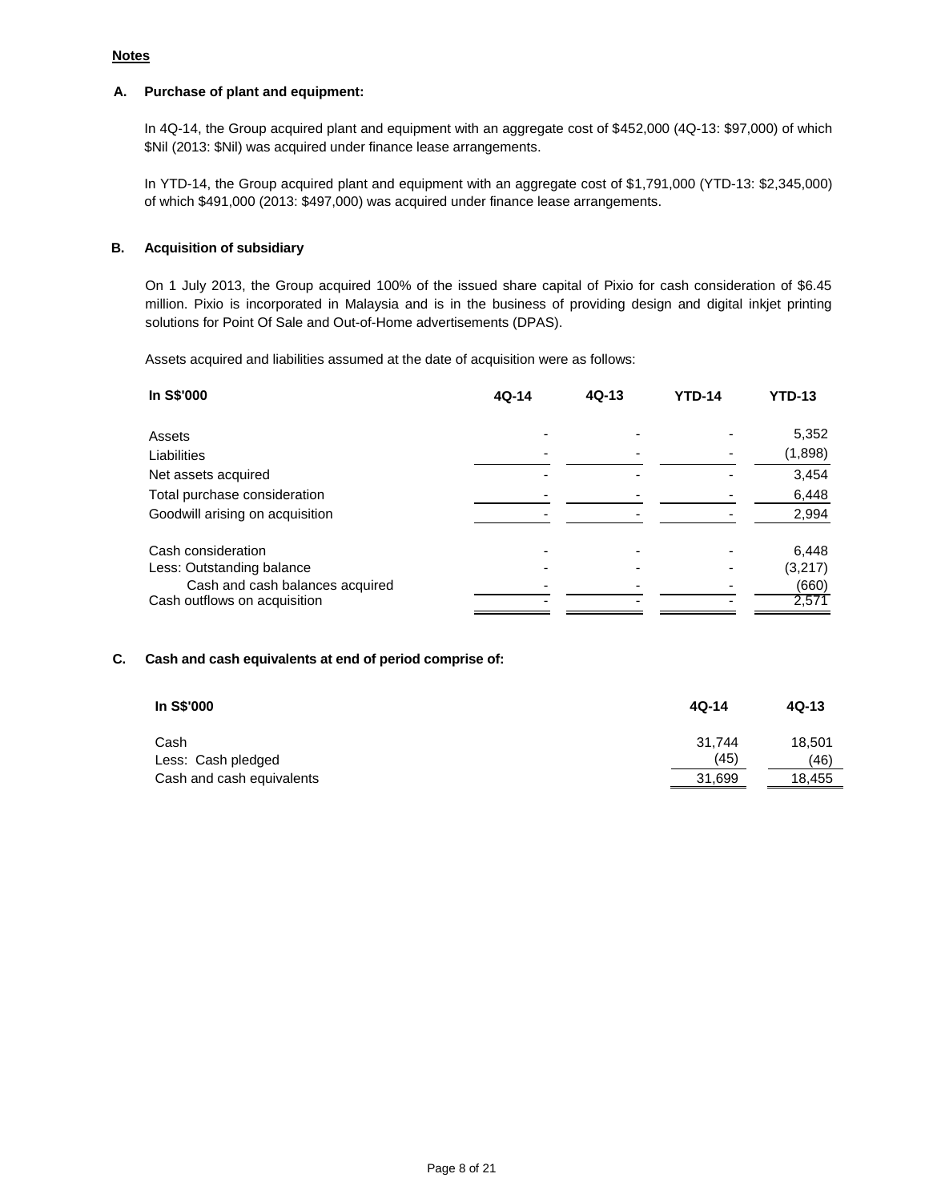**Notes**

**A. Purchase of plant and equipment:**

In 4Q-14, the Group acquired plant and equipment with an aggregate cost of $452,000 (4Q-13: $97,000) of which $Nil (2013: $Nil) was acquired under finance lease arrangements.

In YTD-14, the Group acquired plant and equipment with an aggregate cost of $1,791,000 (YTD-13: $2,345,000) of which $491,000 (2013: $497,000) was acquired under finance lease arrangements.

**B. Acquisition of subsidiary**

On 1 July 2013, the Group acquired 100% of the issued share capital of Pixio for cash consideration of $6.45 million. Pixio is incorporated in Malaysia and is in the business of providing design and digital inkjet printing solutions for Point Of Sale and Out-of-Home advertisements (DPAS).

Assets acquired and liabilities assumed at the date of acquisition were as follows:

| In S$'000 | 4Q-14 | 4Q-13 | YTD-14 | YTD-13 |
|---|---|---|---|---|
| Assets | - | - | - | 5,352 |
| Liabilities | - | - | - | (1,898) |
| Net assets acquired | - | - | - | 3,454 |
| Total purchase consideration | - | - | - | 6,448 |
| Goodwill arising on acquisition | - | - | - | 2,994 |
| | | | | |
| Cash consideration | - | - | - | 6,448 |
| Less: Outstanding balance | - | - | - | (3,217) |
| Cash and cash balances acquired | - | - | - | (660) |
| Cash outflows on acquisition | - | - | - | 2,571 |

**C. Cash and cash equivalents at end of period comprise of:**

| In S$'000 | 4Q-14 | 4Q-13 |
|---|---|---|
| Cash | 31,744 | 18,501 |
| Less: Cash pledged | (45) | (46) |
| Cash and cash equivalents | 31,699 | 18,455 |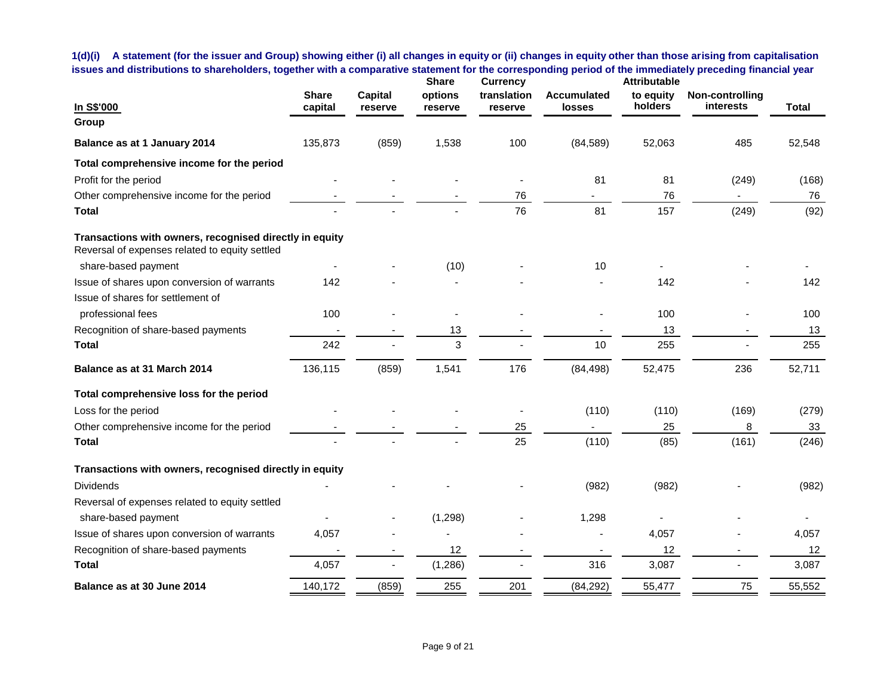**1(d)(i) A statement (for the issuer and Group) showing either (i) all changes in equity or (ii) changes in equity other than those arising from capitalisation issues and distributions to shareholders, together with a comparative statement for the corresponding period of the immediately preceding financial year**

| In S$'000 | Share capital | Capital reserve | Share options reserve | Currency translation reserve | Accumulated losses | Attributable to equity holders | Non-controlling interests | Total |
|---|---|---|---|---|---|---|---|---|
| **Group** | | | | | | | | |
| **Balance as at 1 January 2014** | 135,873 | (859) | 1,538 | 100 | (84,589) | 52,063 | 485 | 52,548 |
| **Total comprehensive income for the period** | | | | | | | | |
| Profit for the period | - | - | - | - | 81 | 81 | (249) | (168) |
| Other comprehensive income for the period | - | - | - | 76 | - | 76 | - | 76 |
| **Total** | - | - | - | 76 | 81 | 157 | (249) | (92) |
| **Transactions with owners, recognised directly in equity** | | | | | | | | |
| Reversal of expenses related to equity settled share-based payment | - | - | (10) | - | 10 | - | - | - |
| Issue of shares upon conversion of warrants | 142 | - | - | - | - | 142 | - | 142 |
| Issue of shares for settlement of professional fees | 100 | - | - | - | - | 100 | - | 100 |
| Recognition of share-based payments | - | - | 13 | - | - | 13 | - | 13 |
| **Total** | 242 | - | 3 | - | 10 | 255 | - | 255 |
| **Balance as at 31 March 2014** | 136,115 | (859) | 1,541 | 176 | (84,498) | 52,475 | 236 | 52,711 |
| **Total comprehensive loss for the period** | | | | | | | | |
| Loss for the period | - | - | - | - | (110) | (110) | (169) | (279) |
| Other comprehensive income for the period | - | - | - | 25 | - | 25 | 8 | 33 |
| **Total** | - | - | - | 25 | (110) | (85) | (161) | (246) |
| **Transactions with owners, recognised directly in equity** | | | | | | | | |
| Dividends | - | - | - | - | (982) | (982) | - | (982) |
| Reversal of expenses related to equity settled share-based payment | - | - | (1,298) | - | 1,298 | - | - | - |
| Issue of shares upon conversion of warrants | 4,057 | - | - | - | - | 4,057 | - | 4,057 |
| Recognition of share-based payments | - | - | 12 | - | - | 12 | - | 12 |
| **Total** | 4,057 | - | (1,286) | - | 316 | 3,087 | - | 3,087 |
| **Balance as at 30 June 2014** | 140,172 | (859) | 255 | 201 | (84,292) | 55,477 | 75 | 55,552 |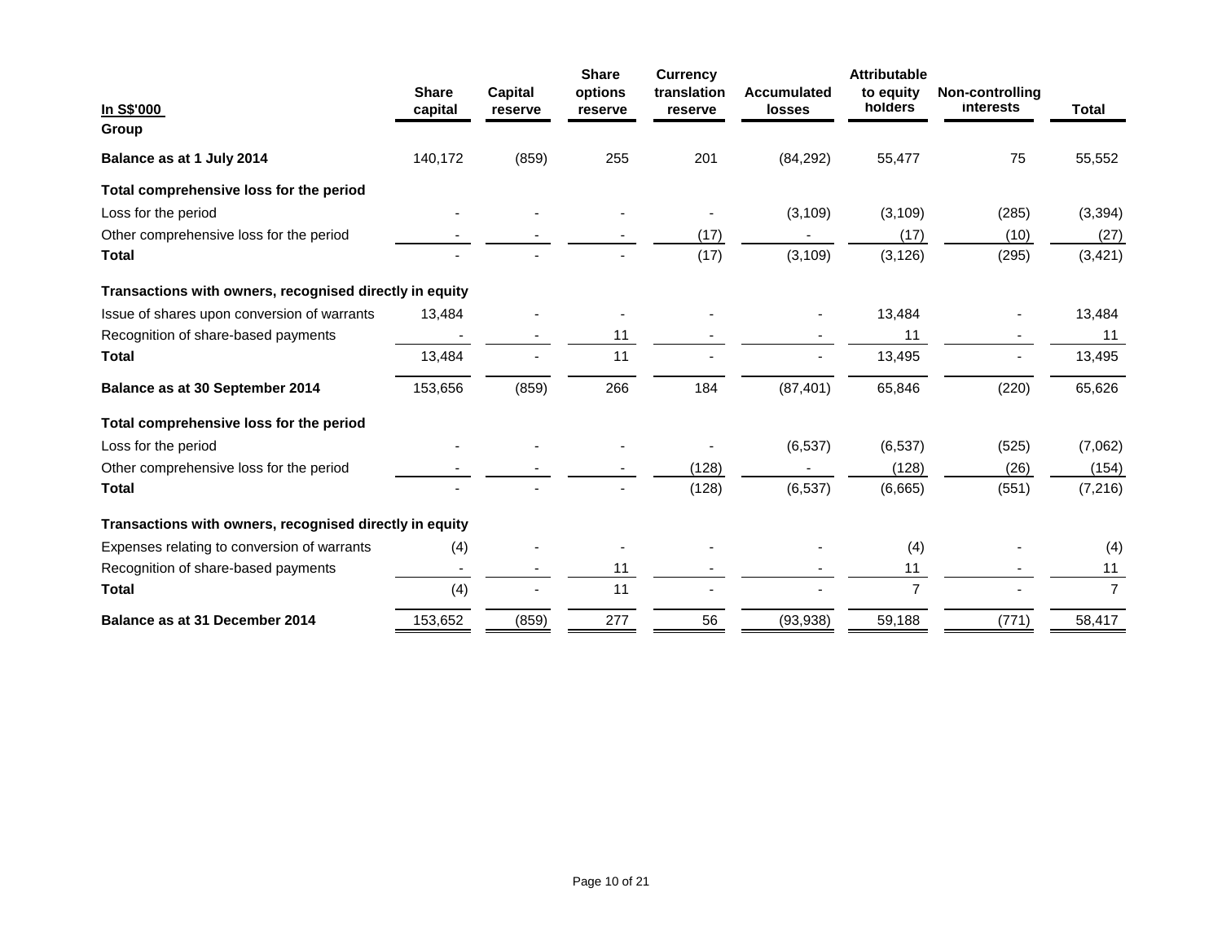| In S$'000 | Share capital | Capital reserve | Share options reserve | Currency translation reserve | Accumulated losses | Attributable to equity holders | Non-controlling interests | Total |
|---|---|---|---|---|---|---|---|---|
| **Group** | | | | | | | | |
| **Balance as at 1 July 2014** | 140,172 | (859) | 255 | 201 | (84,292) | 55,477 | 75 | 55,552 |
| **Total comprehensive loss for the period** | | | | | | | | |
| Loss for the period | - | - | - | - | (3,109) | (3,109) | (285) | (3,394) |
| Other comprehensive loss for the period | - | - | - | (17) | - | (17) | (10) | (27) |
| **Total** | - | - | - | (17) | (3,109) | (3,126) | (295) | (3,421) |
| **Transactions with owners, recognised directly in equity** | | | | | | | | |
| Issue of shares upon conversion of warrants | 13,484 | - | - | - | - | 13,484 | - | 13,484 |
| Recognition of share-based payments | - | - | 11 | - | - | 11 | - | 11 |
| **Total** | 13,484 | - | 11 | - | - | 13,495 | - | 13,495 |
| **Balance as at 30 September 2014** | 153,656 | (859) | 266 | 184 | (87,401) | 65,846 | (220) | 65,626 |
| **Total comprehensive loss for the period** | | | | | | | | |
| Loss for the period | - | - | - | - | (6,537) | (6,537) | (525) | (7,062) |
| Other comprehensive loss for the period | - | - | - | (128) | - | (128) | (26) | (154) |
| **Total** | - | - | - | (128) | (6,537) | (6,665) | (551) | (7,216) |
| **Transactions with owners, recognised directly in equity** | | | | | | | | |
| Expenses relating to conversion of warrants | (4) | - | - | - | - | (4) | - | (4) |
| Recognition of share-based payments | - | - | 11 | - | - | 11 | - | 11 |
| **Total** | (4) | - | 11 | - | - | 7 | - | 7 |
| **Balance as at 31 December 2014** | 153,652 | (859) | 277 | 56 | (93,938) | 59,188 | (771) | 58,417 |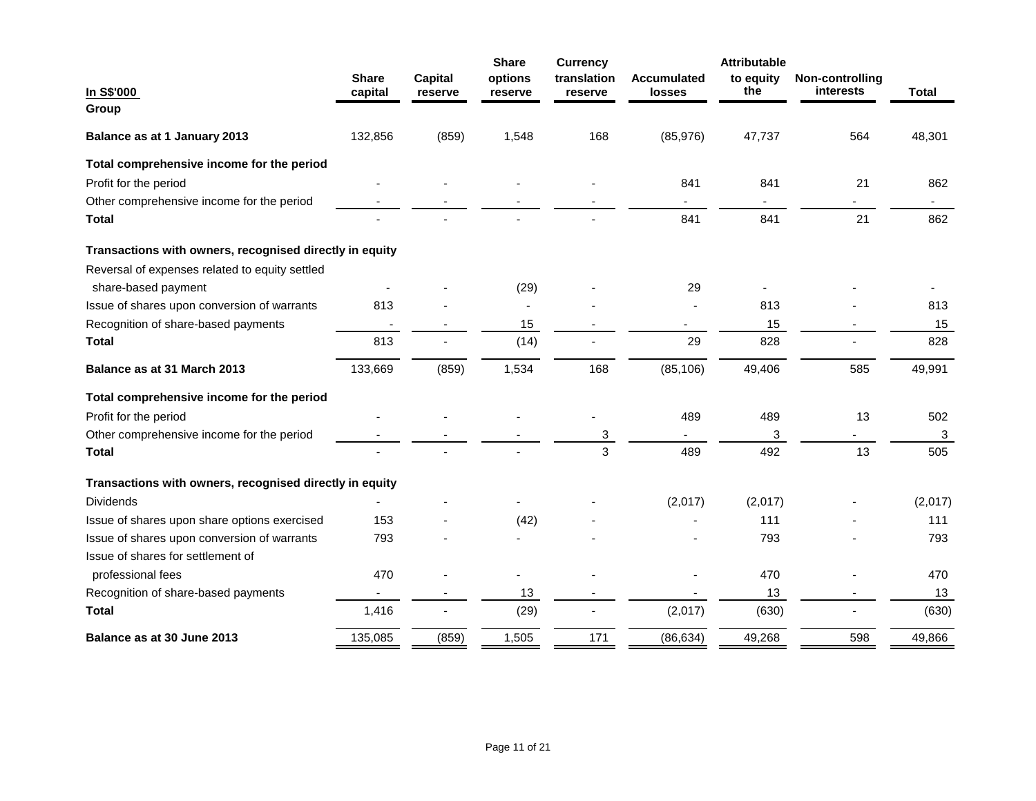| In S$'000 | Share capital | Capital reserve | Share options reserve | Currency translation reserve | Accumulated losses | Attributable to equity the | Non-controlling interests | Total |
|---|---|---|---|---|---|---|---|---|
| **Group** | | | | | | | | |
| **Balance as at 1 January 2013** | 132,856 | (859) | 1,548 | 168 | (85,976) | 47,737 | 564 | 48,301 |
| **Total comprehensive income for the period** | | | | | | | | |
| Profit for the period | - | - | - | - | 841 | 841 | 21 | 862 |
| Other comprehensive income for the period | - | - | - | - | - | - | - | - |
| **Total** | - | - | - | - | 841 | 841 | 21 | 862 |
| **Transactions with owners, recognised directly in equity** | | | | | | | | |
| Reversal of expenses related to equity settled share-based payment | - | - | (29) | - | 29 | - | - | - |
| Issue of shares upon conversion of warrants | 813 | - | - | - | - | 813 | - | 813 |
| Recognition of share-based payments | - | - | 15 | - | - | 15 | - | 15 |
| **Total** | 813 | - | (14) | - | 29 | 828 | - | 828 |
| **Balance as at 31 March 2013** | 133,669 | (859) | 1,534 | 168 | (85,106) | 49,406 | 585 | 49,991 |
| **Total comprehensive income for the period** | | | | | | | | |
| Profit for the period | - | - | - | - | 489 | 489 | 13 | 502 |
| Other comprehensive income for the period | - | - | - | 3 | - | 3 | - | 3 |
| **Total** | - | - | - | 3 | 489 | 492 | 13 | 505 |
| **Transactions with owners, recognised directly in equity** | | | | | | | | |
| Dividends | - | - | - | - | (2,017) | (2,017) | - | (2,017) |
| Issue of shares upon share options exercised | 153 | - | (42) | - | - | 111 | - | 111 |
| Issue of shares upon conversion of warrants | 793 | - | - | - | - | 793 | - | 793 |
| Issue of shares for settlement of professional fees | 470 | - | - | - | - | 470 | - | 470 |
| Recognition of share-based payments | - | - | 13 | - | - | 13 | - | 13 |
| **Total** | 1,416 | - | (29) | - | (2,017) | (630) | - | (630) |
| **Balance as at 30 June 2013** | 135,085 | (859) | 1,505 | 171 | (86,634) | 49,268 | 598 | 49,866 |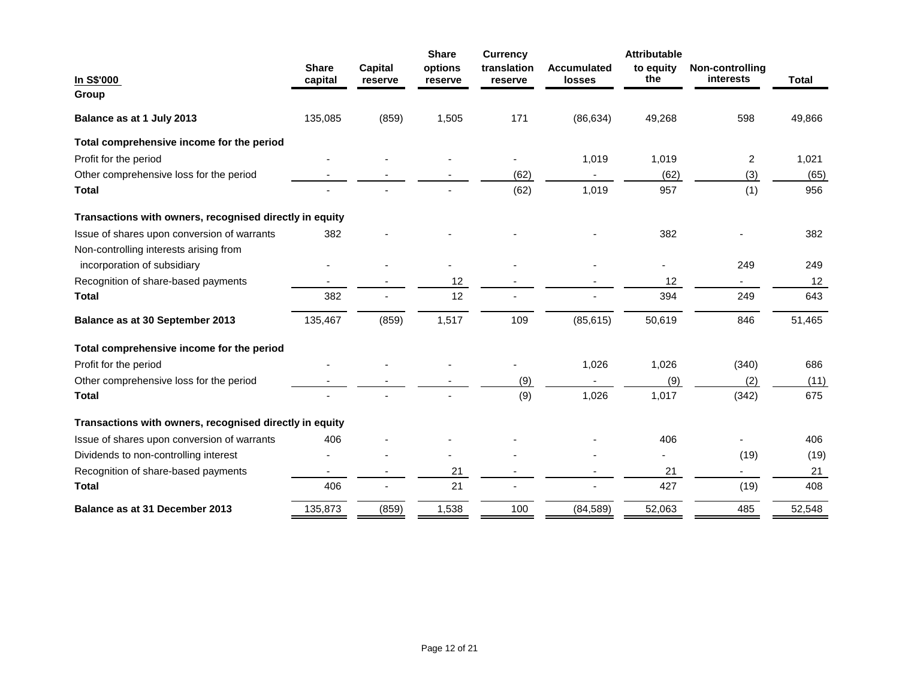| In S$'000 | Share capital | Capital reserve | Share options reserve | Currency translation reserve | Accumulated losses | Attributable to equity the | Non-controlling interests | Total |
|---|---|---|---|---|---|---|---|---|
| **Group** | | | | | | | | |
| **Balance as at 1 July 2013** | 135,085 | (859) | 1,505 | 171 | (86,634) | 49,268 | 598 | 49,866 |
| **Total comprehensive income for the period** | | | | | | | | |
| Profit for the period | - | - | - | - | 1,019 | 1,019 | 2 | 1,021 |
| Other comprehensive loss for the period | - | - | - | (62) | - | (62) | (3) | (65) |
| **Total** | - | - | - | (62) | 1,019 | 957 | (1) | 956 |
| **Transactions with owners, recognised directly in equity** | | | | | | | | |
| Issue of shares upon conversion of warrants | 382 | - | - | - | - | 382 | - | 382 |
| Non-controlling interests arising from incorporation of subsidiary | - | - | - | - | - | - | 249 | 249 |
| Recognition of share-based payments | - | - | 12 | - | - | 12 | - | 12 |
| **Total** | 382 | - | 12 | - | - | 394 | 249 | 643 |
| **Balance as at 30 September 2013** | 135,467 | (859) | 1,517 | 109 | (85,615) | 50,619 | 846 | 51,465 |
| **Total comprehensive income for the period** | | | | | | | | |
| Profit for the period | - | - | - | - | 1,026 | 1,026 | (340) | 686 |
| Other comprehensive loss for the period | - | - | - | (9) | - | (9) | (2) | (11) |
| **Total** | - | - | - | (9) | 1,026 | 1,017 | (342) | 675 |
| **Transactions with owners, recognised directly in equity** | | | | | | | | |
| Issue of shares upon conversion of warrants | 406 | - | - | - | - | 406 | - | 406 |
| Dividends to non-controlling interest | - | - | - | - | - | - | (19) | (19) |
| Recognition of share-based payments | - | - | 21 | - | - | 21 | - | 21 |
| **Total** | 406 | - | 21 | - | - | 427 | (19) | 408 |
| **Balance as at 31 December 2013** | 135,873 | (859) | 1,538 | 100 | (84,589) | 52,063 | 485 | 52,548 |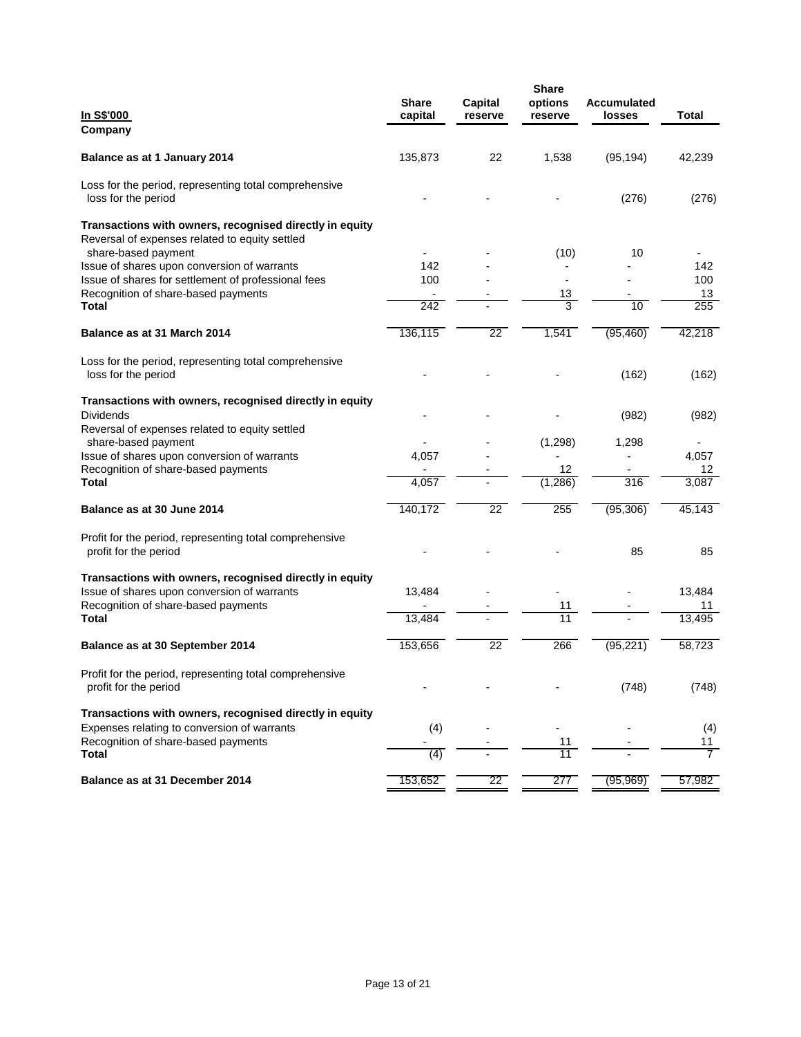| In S$'000 | Share capital | Capital reserve | Share options reserve | Accumulated losses | Total |
|---|---|---|---|---|---|
| **Company** | | | | | |
| **Balance as at 1 January 2014** | 135,873 | 22 | 1,538 | (95,194) | 42,239 |
| Loss for the period, representing total comprehensive loss for the period | - | - | - | (276) | (276) |
| **Transactions with owners, recognised directly in equity** | | | | | |
| Reversal of expenses related to equity settled share-based payment | - | - | (10) | 10 | - |
| Issue of shares upon conversion of warrants | 142 | - | - | - | 142 |
| Issue of shares for settlement of professional fees | 100 | - | - | - | 100 |
| Recognition of share-based payments | - | - | 13 | - | 13 |
| **Total** | 242 | - | 3 | 10 | 255 |
| **Balance as at 31 March 2014** | 136,115 | 22 | 1,541 | (95,460) | 42,218 |
| Loss for the period, representing total comprehensive loss for the period | - | - | - | (162) | (162) |
| **Transactions with owners, recognised directly in equity** | | | | | |
| Dividends | - | - | - | (982) | (982) |
| Reversal of expenses related to equity settled share-based payment | - | - | (1,298) | 1,298 | - |
| Issue of shares upon conversion of warrants | 4,057 | - | - | - | 4,057 |
| Recognition of share-based payments | - | - | 12 | - | 12 |
| **Total** | 4,057 | - | (1,286) | 316 | 3,087 |
| **Balance as at 30 June 2014** | 140,172 | 22 | 255 | (95,306) | 45,143 |
| Profit for the period, representing total comprehensive profit for the period | - | - | - | 85 | 85 |
| **Transactions with owners, recognised directly in equity** | | | | | |
| Issue of shares upon conversion of warrants | 13,484 | - | - | - | 13,484 |
| Recognition of share-based payments | - | - | 11 | - | 11 |
| **Total** | 13,484 | - | 11 | - | 13,495 |
| **Balance as at 30 September 2014** | 153,656 | 22 | 266 | (95,221) | 58,723 |
| Profit for the period, representing total comprehensive profit for the period | - | - | - | (748) | (748) |
| **Transactions with owners, recognised directly in equity** | | | | | |
| Expenses relating to conversion of warrants | (4) | - | - | - | (4) |
| Recognition of share-based payments | - | - | 11 | - | 11 |
| **Total** | (4) | - | 11 | - | 7 |
| **Balance as at 31 December 2014** | 153,652 | 22 | 277 | (95,969) | 57,982 |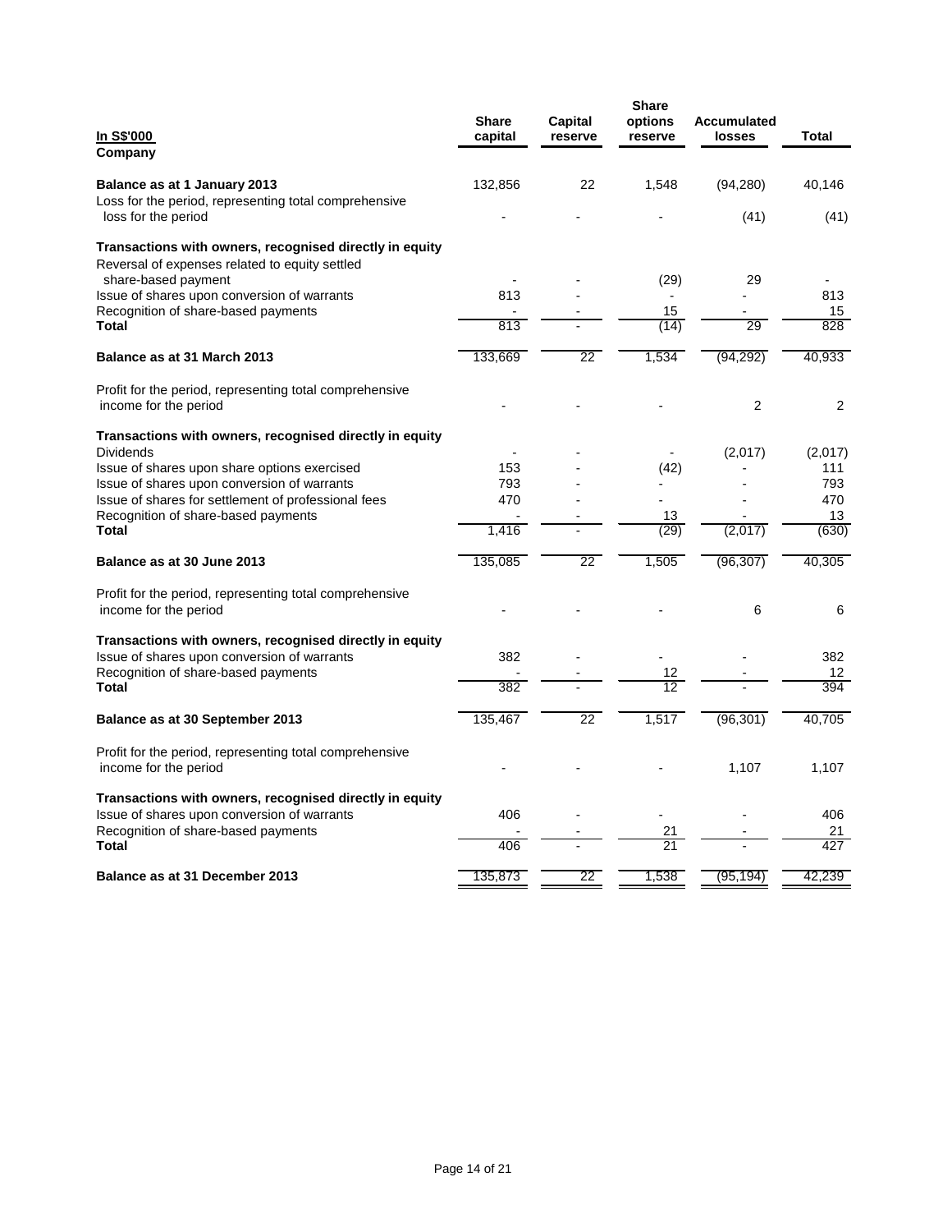| In S$'000 | Share capital | Capital reserve | Share options reserve | Accumulated losses | Total |
|---|---|---|---|---|---|
| **Company** | | | | | |
| **Balance as at 1 January 2013** | 132,856 | 22 | 1,548 | (94,280) | 40,146 |
| Loss for the period, representing total comprehensive loss for the period | - | - | - | (41) | (41) |
| **Transactions with owners, recognised directly in equity** | | | | | |
| Reversal of expenses related to equity settled share-based payment | - | - | (29) | 29 | - |
| Issue of shares upon conversion of warrants | 813 | - | - | - | 813 |
| Recognition of share-based payments | - | - | 15 | - | 15 |
| **Total** | 813 | - | (14) | 29 | 828 |
| **Balance as at 31 March 2013** | 133,669 | 22 | 1,534 | (94,292) | 40,933 |
| Profit for the period, representing total comprehensive income for the period | - | - | - | 2 | 2 |
| **Transactions with owners, recognised directly in equity** | | | | | |
| Dividends | - | - | - | (2,017) | (2,017) |
| Issue of shares upon share options exercised | 153 | - | (42) | - | 111 |
| Issue of shares upon conversion of warrants | 793 | - | - | - | 793 |
| Issue of shares for settlement of professional fees | 470 | - | - | - | 470 |
| Recognition of share-based payments | - | - | 13 | - | 13 |
| **Total** | 1,416 | - | (29) | (2,017) | (630) |
| **Balance as at 30 June 2013** | 135,085 | 22 | 1,505 | (96,307) | 40,305 |
| Profit for the period, representing total comprehensive income for the period | - | - | - | 6 | 6 |
| **Transactions with owners, recognised directly in equity** | | | | | |
| Issue of shares upon conversion of warrants | 382 | - | - | - | 382 |
| Recognition of share-based payments | - | - | 12 | - | 12 |
| **Total** | 382 | - | 12 | - | 394 |
| **Balance as at 30 September 2013** | 135,467 | 22 | 1,517 | (96,301) | 40,705 |
| Profit for the period, representing total comprehensive income for the period | - | - | - | 1,107 | 1,107 |
| **Transactions with owners, recognised directly in equity** | | | | | |
| Issue of shares upon conversion of warrants | 406 | - | - | - | 406 |
| Recognition of share-based payments | - | - | 21 | - | 21 |
| **Total** | 406 | - | 21 | - | 427 |
| **Balance as at 31 December 2013** | 135,873 | 22 | 1,538 | (95,194) | 42,239 |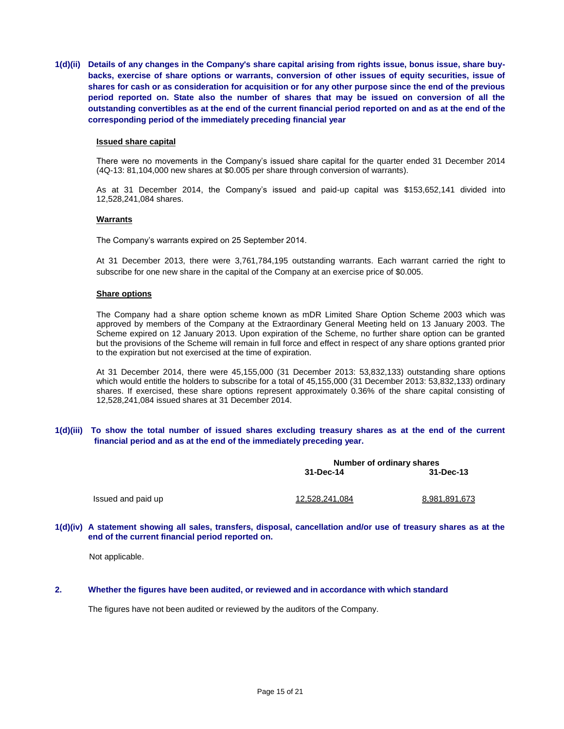**1(d)(ii) Details of any changes in the Company's share capital arising from rights issue, bonus issue, share buy-backs, exercise of share options or warrants, conversion of other issues of equity securities, issue of shares for cash or as consideration for acquisition or for any other purpose since the end of the previous period reported on. State also the number of shares that may be issued on conversion of all the outstanding convertibles as at the end of the current financial period reported on and as at the end of the corresponding period of the immediately preceding financial year**

**Issued share capital**

There were no movements in the Company's issued share capital for the quarter ended 31 December 2014 (4Q-13: 81,104,000 new shares at $0.005 per share through conversion of warrants).

As at 31 December 2014, the Company's issued and paid-up capital was $153,652,141 divided into 12,528,241,084 shares.

**Warrants**

The Company's warrants expired on 25 September 2014.

At 31 December 2013, there were 3,761,784,195 outstanding warrants. Each warrant carried the right to subscribe for one new share in the capital of the Company at an exercise price of $0.005.

**Share options**

The Company had a share option scheme known as mDR Limited Share Option Scheme 2003 which was approved by members of the Company at the Extraordinary General Meeting held on 13 January 2003. The Scheme expired on 12 January 2013. Upon expiration of the Scheme, no further share option can be granted but the provisions of the Scheme will remain in full force and effect in respect of any share options granted prior to the expiration but not exercised at the time of expiration.

At 31 December 2014, there were 45,155,000 (31 December 2013: 53,832,133) outstanding share options which would entitle the holders to subscribe for a total of 45,155,000 (31 December 2013: 53,832,133) ordinary shares. If exercised, these share options represent approximately 0.36% of the share capital consisting of 12,528,241,084 issued shares at 31 December 2014.

**1(d)(iii) To show the total number of issued shares excluding treasury shares as at the end of the current financial period and as at the end of the immediately preceding year.**

| | Number of ordinary shares | |
|---|---|---|
| | 31-Dec-14 | 31-Dec-13 |
| Issued and paid up | 12,528,241,084 | 8,981,891,673 |

**1(d)(iv) A statement showing all sales, transfers, disposal, cancellation and/or use of treasury shares as at the end of the current financial period reported on.**

Not applicable.

**2. Whether the figures have been audited, or reviewed and in accordance with which standard**

The figures have not been audited or reviewed by the auditors of the Company.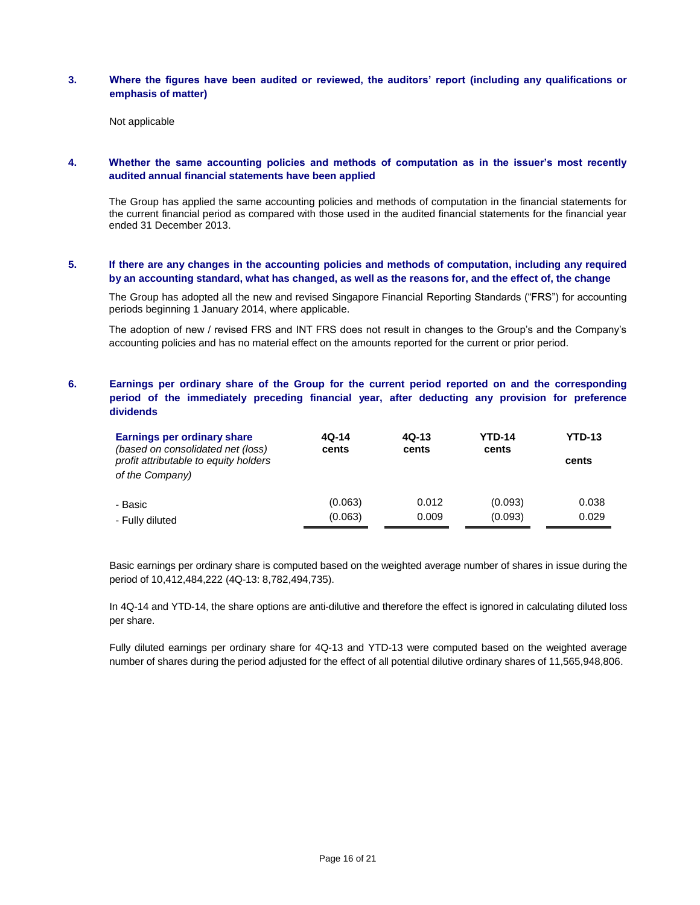### 3. Where the figures have been audited or reviewed, the auditors' report (including any qualifications or emphasis of matter)

Not applicable

### 4. Whether the same accounting policies and methods of computation as in the issuer's most recently audited annual financial statements have been applied

The Group has applied the same accounting policies and methods of computation in the financial statements for the current financial period as compared with those used in the audited financial statements for the financial year ended 31 December 2013.

### 5. If there are any changes in the accounting policies and methods of computation, including any required by an accounting standard, what has changed, as well as the reasons for, and the effect of, the change

The Group has adopted all the new and revised Singapore Financial Reporting Standards ("FRS") for accounting periods beginning 1 January 2014, where applicable.

The adoption of new / revised FRS and INT FRS does not result in changes to the Group's and the Company's accounting policies and has no material effect on the amounts reported for the current or prior period.

### 6. Earnings per ordinary share of the Group for the current period reported on and the corresponding period of the immediately preceding financial year, after deducting any provision for preference dividends

| **Earnings per ordinary share** *(based on consolidated net (loss) profit attributable to equity holders of the Company)* | **4Q-14 cents** | **4Q-13 cents** | **YTD-14 cents** | **YTD-13 cents** |
|---|---|---|---|---|
| - Basic | (0.063) | 0.012 | (0.093) | 0.038 |
| - Fully diluted | (0.063) | 0.009 | (0.093) | 0.029 |

Basic earnings per ordinary share is computed based on the weighted average number of shares in issue during the period of 10,412,484,222 (4Q-13: 8,782,494,735).

In 4Q-14 and YTD-14, the share options are anti-dilutive and therefore the effect is ignored in calculating diluted loss per share.

Fully diluted earnings per ordinary share for 4Q-13 and YTD-13 were computed based on the weighted average number of shares during the period adjusted for the effect of all potential dilutive ordinary shares of 11,565,948,806.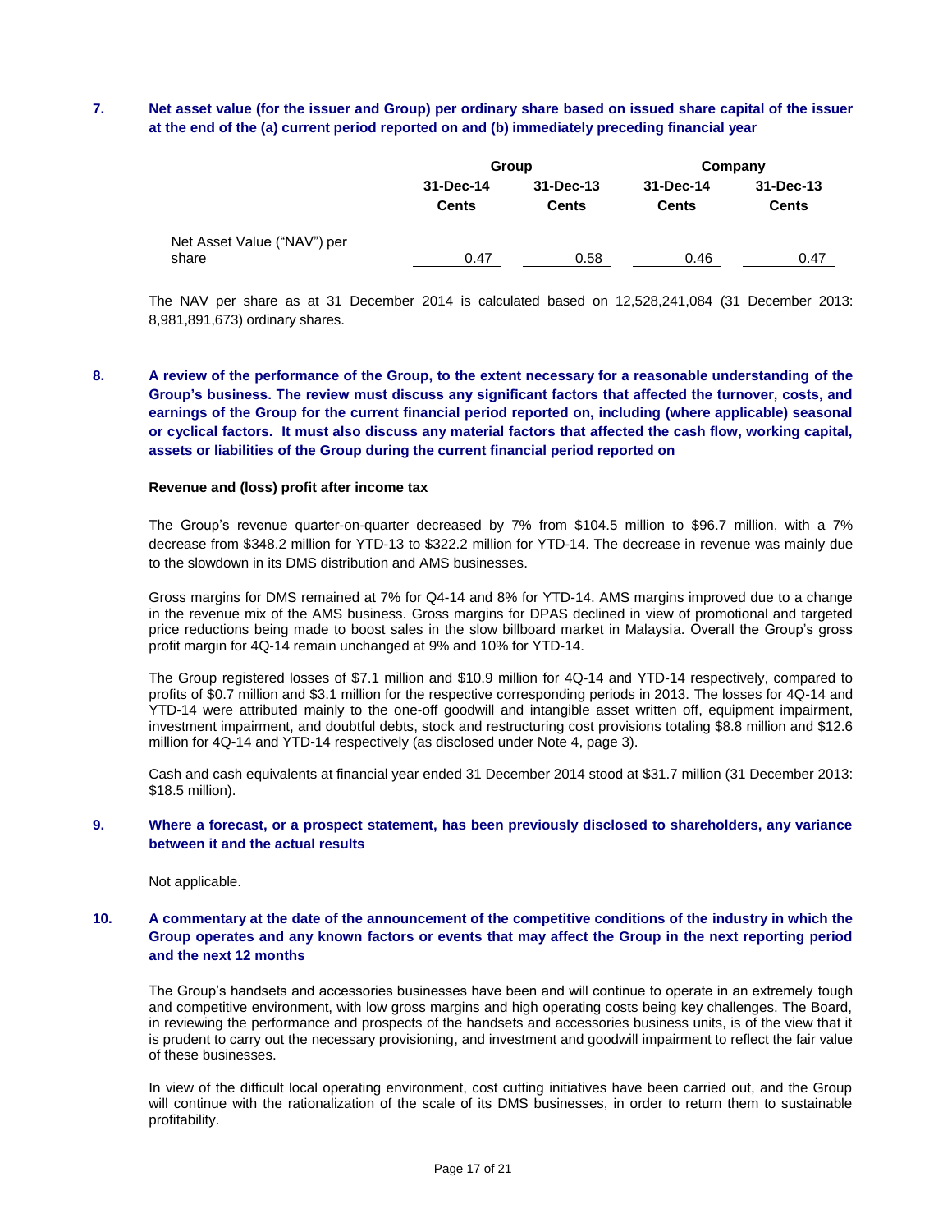**7. Net asset value (for the issuer and Group) per ordinary share based on issued share capital of the issuer at the end of the (a) current period reported on and (b) immediately preceding financial year**

| | Group | | Company | |
|---|---|---|---|---|
| | 31-Dec-14 | 31-Dec-13 | 31-Dec-14 | 31-Dec-13 |
| | Cents | Cents | Cents | Cents |
| Net Asset Value ("NAV") per share | 0.47 | 0.58 | 0.46 | 0.47 |

The NAV per share as at 31 December 2014 is calculated based on 12,528,241,084 (31 December 2013: 8,981,891,673) ordinary shares.

**8. A review of the performance of the Group, to the extent necessary for a reasonable understanding of the Group's business. The review must discuss any significant factors that affected the turnover, costs, and earnings of the Group for the current financial period reported on, including (where applicable) seasonal or cyclical factors. It must also discuss any material factors that affected the cash flow, working capital, assets or liabilities of the Group during the current financial period reported on**

**Revenue and (loss) profit after income tax**

The Group's revenue quarter-on-quarter decreased by 7% from $104.5 million to $96.7 million, with a 7% decrease from $348.2 million for YTD-13 to $322.2 million for YTD-14. The decrease in revenue was mainly due to the slowdown in its DMS distribution and AMS businesses.

Gross margins for DMS remained at 7% for Q4-14 and 8% for YTD-14. AMS margins improved due to a change in the revenue mix of the AMS business. Gross margins for DPAS declined in view of promotional and targeted price reductions being made to boost sales in the slow billboard market in Malaysia. Overall the Group's gross profit margin for 4Q-14 remain unchanged at 9% and 10% for YTD-14.

The Group registered losses of $7.1 million and $10.9 million for 4Q-14 and YTD-14 respectively, compared to profits of $0.7 million and $3.1 million for the respective corresponding periods in 2013. The losses for 4Q-14 and YTD-14 were attributed mainly to the one-off goodwill and intangible asset written off, equipment impairment, investment impairment, and doubtful debts, stock and restructuring cost provisions totaling $8.8 million and $12.6 million for 4Q-14 and YTD-14 respectively (as disclosed under Note 4, page 3).

Cash and cash equivalents at financial year ended 31 December 2014 stood at $31.7 million (31 December 2013: $18.5 million).

**9. Where a forecast, or a prospect statement, has been previously disclosed to shareholders, any variance between it and the actual results**

Not applicable.

**10. A commentary at the date of the announcement of the competitive conditions of the industry in which the Group operates and any known factors or events that may affect the Group in the next reporting period and the next 12 months**

The Group's handsets and accessories businesses have been and will continue to operate in an extremely tough and competitive environment, with low gross margins and high operating costs being key challenges. The Board, in reviewing the performance and prospects of the handsets and accessories business units, is of the view that it is prudent to carry out the necessary provisioning, and investment and goodwill impairment to reflect the fair value of these businesses.

In view of the difficult local operating environment, cost cutting initiatives have been carried out, and the Group will continue with the rationalization of the scale of its DMS businesses, in order to return them to sustainable profitability.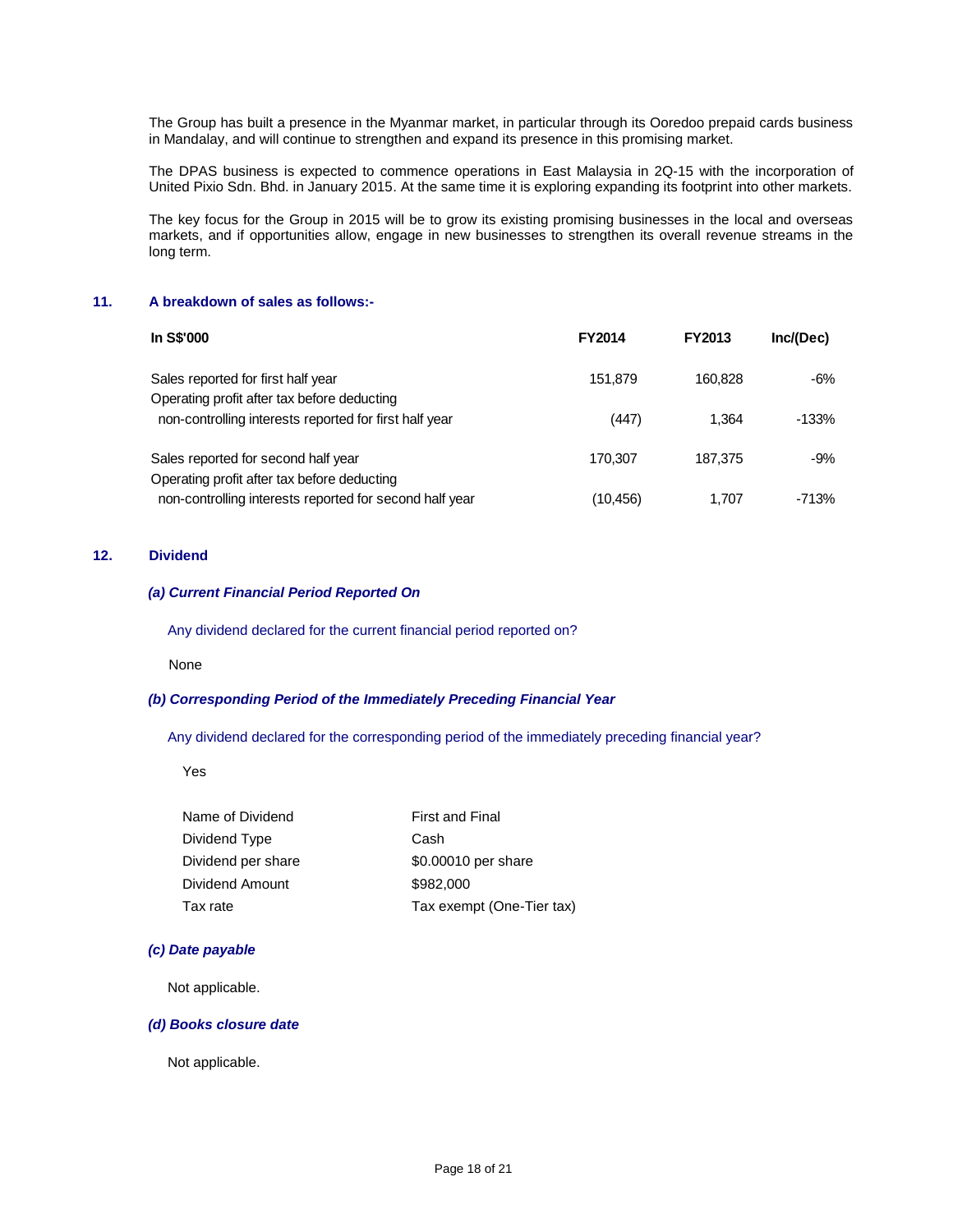The Group has built a presence in the Myanmar market, in particular through its Ooredoo prepaid cards business in Mandalay, and will continue to strengthen and expand its presence in this promising market.

The DPAS business is expected to commence operations in East Malaysia in 2Q-15 with the incorporation of United Pixio Sdn. Bhd. in January 2015. At the same time it is exploring expanding its footprint into other markets.

The key focus for the Group in 2015 will be to grow its existing promising businesses in the local and overseas markets, and if opportunities allow, engage in new businesses to strengthen its overall revenue streams in the long term.

## 11. A breakdown of sales as follows:-

| In S$'000 | FY2014 | FY2013 | Inc/(Dec) |
|---|---|---|---|
| Sales reported for first half year | 151,879 | 160,828 | -6% |
| Operating profit after tax before deducting non-controlling interests reported for first half year | (447) | 1,364 | -133% |
| Sales reported for second half year | 170,307 | 187,375 | -9% |
| Operating profit after tax before deducting non-controlling interests reported for second half year | (10,456) | 1,707 | -713% |

## 12. Dividend

### *(a) Current Financial Period Reported On*

Any dividend declared for the current financial period reported on?

None

### *(b) Corresponding Period of the Immediately Preceding Financial Year*

Any dividend declared for the corresponding period of the immediately preceding financial year?

Yes

| | |
|---|---|
| Name of Dividend | First and Final |
| Dividend Type | Cash |
| Dividend per share | $0.00010 per share |
| Dividend Amount | $982,000 |
| Tax rate | Tax exempt (One-Tier tax) |

### *(c) Date payable*

Not applicable.

### *(d) Books closure date*

Not applicable.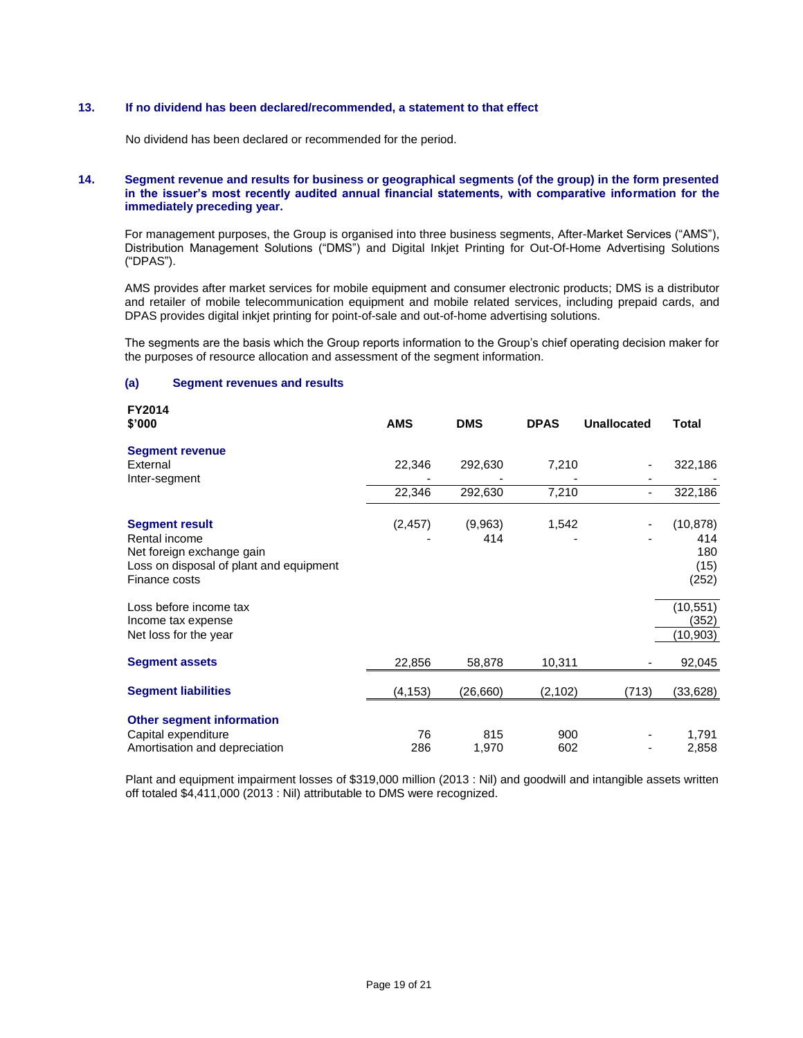**13. If no dividend has been declared/recommended, a statement to that effect**

No dividend has been declared or recommended for the period.

**14. Segment revenue and results for business or geographical segments (of the group) in the form presented in the issuer's most recently audited annual financial statements, with comparative information for the immediately preceding year.**

For management purposes, the Group is organised into three business segments, After-Market Services ("AMS"), Distribution Management Solutions ("DMS") and Digital Inkjet Printing for Out-Of-Home Advertising Solutions ("DPAS").

AMS provides after market services for mobile equipment and consumer electronic products; DMS is a distributor and retailer of mobile telecommunication equipment and mobile related services, including prepaid cards, and DPAS provides digital inkjet printing for point-of-sale and out-of-home advertising solutions.

The segments are the basis which the Group reports information to the Group's chief operating decision maker for the purposes of resource allocation and assessment of the segment information.

**(a) Segment revenues and results**

| FY2014<br>$'000 | AMS | DMS | DPAS | Unallocated | Total |
|---|---|---|---|---|---|
| **Segment revenue** | | | | | |
| External | 22,346 | 292,630 | 7,210 | - | 322,186 |
| Inter-segment | - | - | - | - | - |
| | 22,346 | 292,630 | 7,210 | - | 322,186 |
| **Segment result** | (2,457) | (9,963) | 1,542 | - | (10,878) |
| Rental income | - | 414 | - | - | 414 |
| Net foreign exchange gain | | | | | 180 |
| Loss on disposal of plant and equipment | | | | | (15) |
| Finance costs | | | | | (252) |
| Loss before income tax | | | | | (10,551) |
| Income tax expense | | | | | (352) |
| Net loss for the year | | | | | (10,903) |
| **Segment assets** | 22,856 | 58,878 | 10,311 | - | 92,045 |
| **Segment liabilities** | (4,153) | (26,660) | (2,102) | (713) | (33,628) |
| **Other segment information** | | | | | |
| Capital expenditure | 76 | 815 | 900 | - | 1,791 |
| Amortisation and depreciation | 286 | 1,970 | 602 | - | 2,858 |

Plant and equipment impairment losses of $319,000 million (2013 : Nil) and goodwill and intangible assets written off totaled $4,411,000 (2013 : Nil) attributable to DMS were recognized.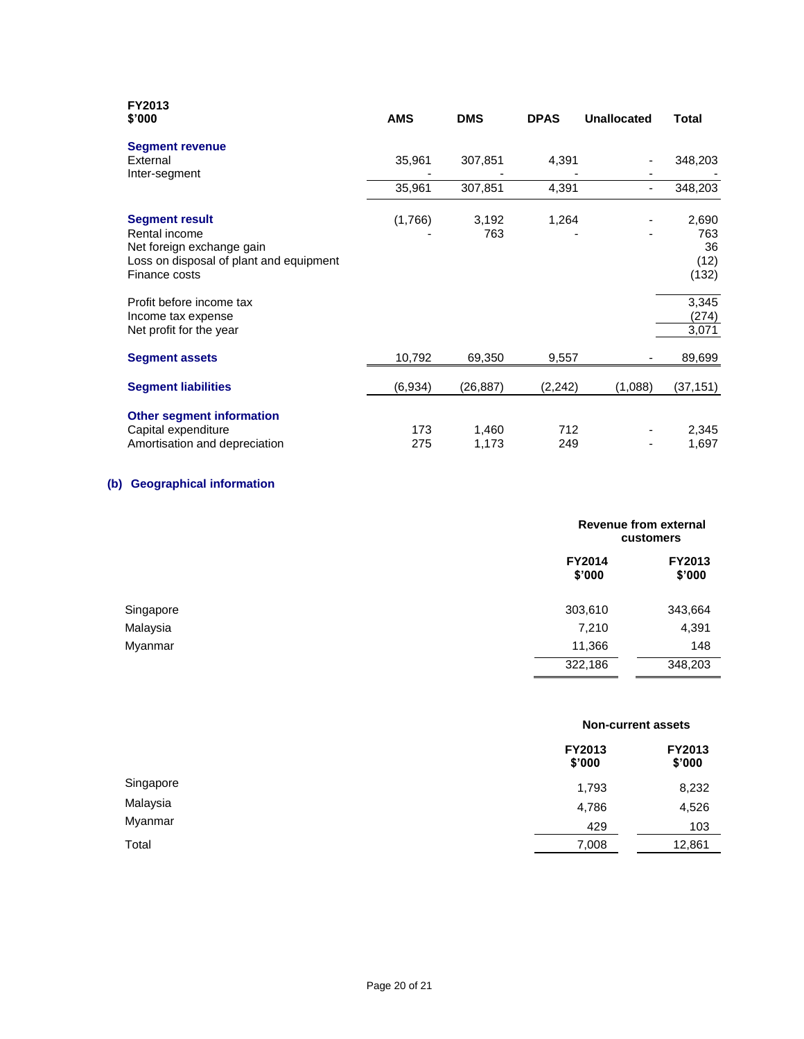| FY2013<br>$'000 | AMS | DMS | DPAS | Unallocated | Total |
|---|---|---|---|---|---|
| **Segment revenue** | | | | | |
| External | 35,961 | 307,851 | 4,391 | - | 348,203 |
| Inter-segment | - | - | - | - | - |
| | 35,961 | 307,851 | 4,391 | - | 348,203 |
| **Segment result** | (1,766) | 3,192 | 1,264 | - | 2,690 |
| Rental income | - | 763 | - | - | 763 |
| Net foreign exchange gain | | | | | 36 |
| Loss on disposal of plant and equipment | | | | | (12) |
| Finance costs | | | | | (132) |
| Profit before income tax | | | | | 3,345 |
| Income tax expense | | | | | (274) |
| Net profit for the year | | | | | 3,071 |
| **Segment assets** | 10,792 | 69,350 | 9,557 | - | 89,699 |
| **Segment liabilities** | (6,934) | (26,887) | (2,242) | (1,088) | (37,151) |
| **Other segment information** | | | | | |
| Capital expenditure | 173 | 1,460 | 712 | - | 2,345 |
| Amortisation and depreciation | 275 | 1,173 | 249 | - | 1,697 |

## (b) Geographical information

| | Revenue from external customers | |
|---|---|---|
| | FY2014<br>$'000 | FY2013<br>$'000 |
| Singapore | 303,610 | 343,664 |
| Malaysia | 7,210 | 4,391 |
| Myanmar | 11,366 | 148 |
| | 322,186 | 348,203 |

| | Non-current assets | |
|---|---|---|
| | FY2013<br>$'000 | FY2013<br>$'000 |
| Singapore | 1,793 | 8,232 |
| Malaysia | 4,786 | 4,526 |
| Myanmar | 429 | 103 |
| Total | 7,008 | 12,861 |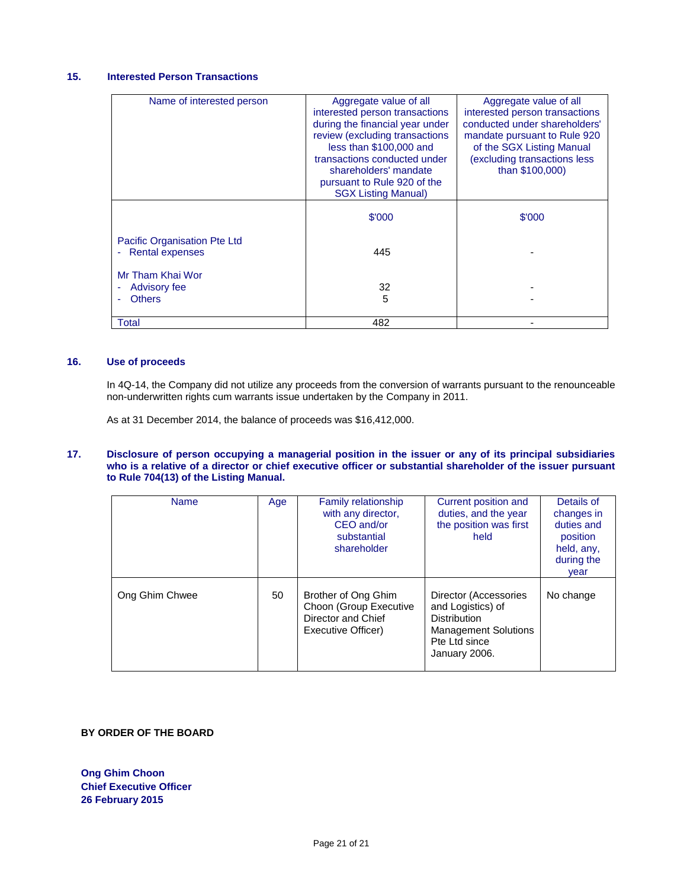### 15. Interested Person Transactions

| Name of interested person | Aggregate value of all interested person transactions during the financial year under review (excluding transactions less than $100,000 and transactions conducted under shareholders' mandate pursuant to Rule 920 of the SGX Listing Manual) | Aggregate value of all interested person transactions conducted under shareholders' mandate pursuant to Rule 920 of the SGX Listing Manual (excluding transactions less than $100,000) |
|---|---|---|
| | $'000 | $'000 |
| Pacific Organisation Pte Ltd | | |
| - Rental expenses | 445 | - |
| Mr Tham Khai Wor | | |
| - Advisory fee | 32 | - |
| - Others | 5 | - |
| Total | 482 | - |

### 16. Use of proceeds

In 4Q-14, the Company did not utilize any proceeds from the conversion of warrants pursuant to the renounceable non-underwritten rights cum warrants issue undertaken by the Company in 2011.

As at 31 December 2014, the balance of proceeds was $16,412,000.

### 17. Disclosure of person occupying a managerial position in the issuer or any of its principal subsidiaries who is a relative of a director or chief executive officer or substantial shareholder of the issuer pursuant to Rule 704(13) of the Listing Manual.

| Name | Age | Family relationship with any director, CEO and/or substantial shareholder | Current position and duties, and the year the position was first held | Details of changes in duties and position held, any, during the year |
|---|---|---|---|---|
| Ong Ghim Chwee | 50 | Brother of Ong Ghim Choon (Group Executive Director and Chief Executive Officer) | Director (Accessories and Logistics) of Distribution Management Solutions Pte Ltd since January 2006. | No change |

**BY ORDER OF THE BOARD**

**Ong Ghim Choon**
**Chief Executive Officer**
**26 February 2015**